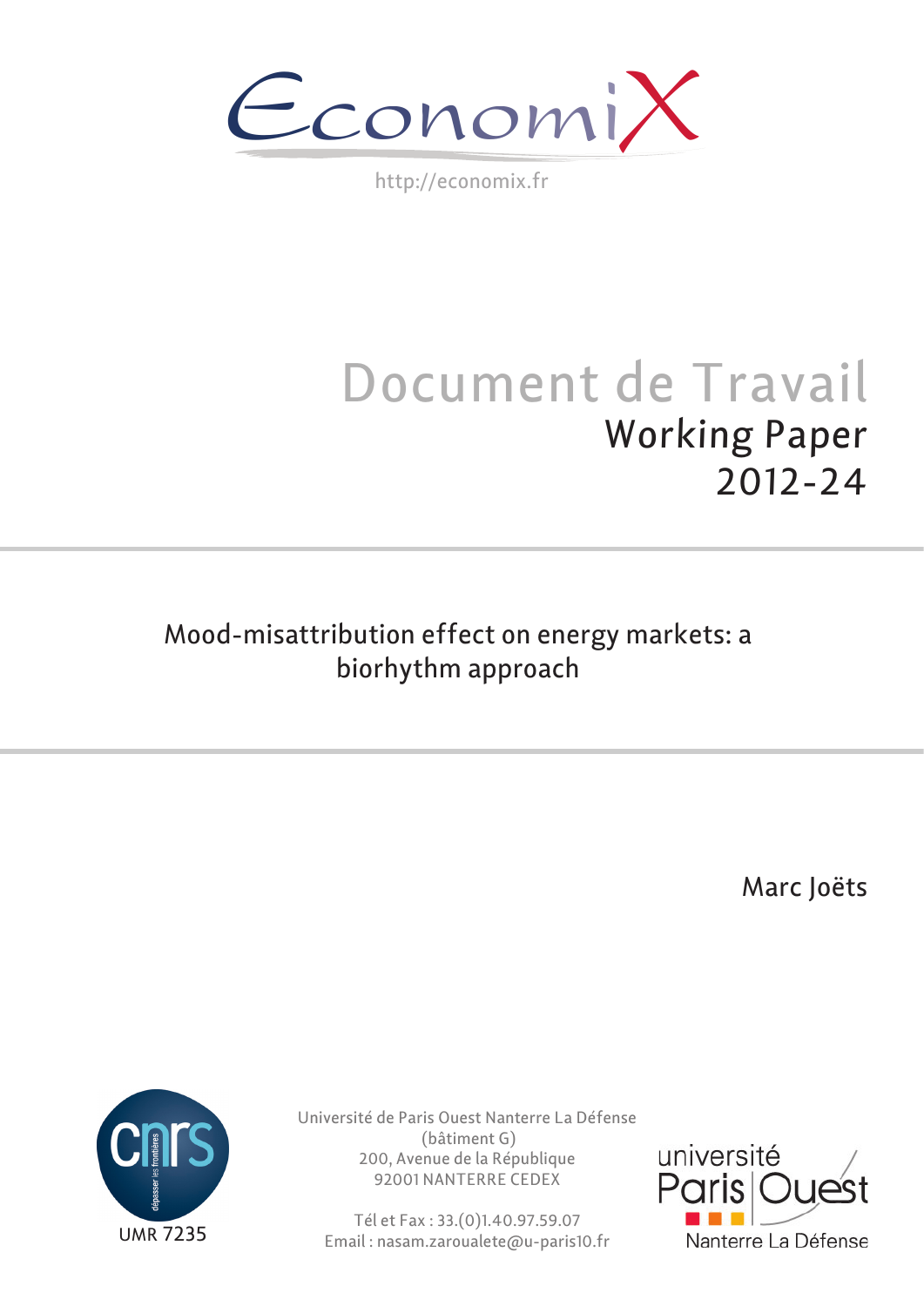EconomiX

http://economix.fr

# Document de Travail

## Working Paper 2012-24

## Mood-misattribution effect on energy markets: a biorhythm approach

Marc Joëts

UMR 7235

Université de Paris Ouest Nanterre La Défense
(bâtiment G)
200, Avenue de la République
92001 NANTERRE CEDEX

Tél et Fax : 33.(0)1.40.97.59.07
Email : nasam.zaroualete@u-paris10.fr

université Paris Ouest Nanterre La Défense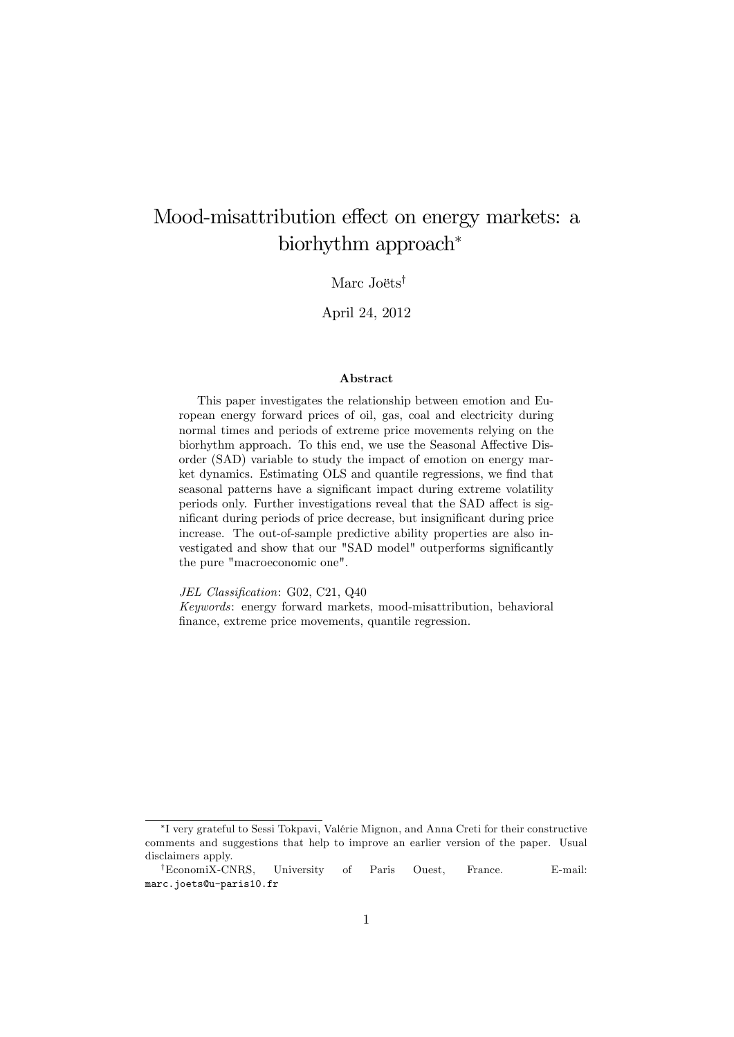# Mood-misattribution effect on energy markets: a biorhythm approach*

Marc Joëts†

April 24, 2012

**Abstract**

This paper investigates the relationship between emotion and European energy forward prices of oil, gas, coal and electricity during normal times and periods of extreme price movements relying on the biorhythm approach. To this end, we use the Seasonal Affective Disorder (SAD) variable to study the impact of emotion on energy market dynamics. Estimating OLS and quantile regressions, we find that seasonal patterns have a significant impact during extreme volatility periods only. Further investigations reveal that the SAD affect is significant during periods of price decrease, but insignificant during price increase. The out-of-sample predictive ability properties are also investigated and show that our "SAD model" outperforms significantly the pure "macroeconomic one".

*JEL Classification*: G02, C21, Q40

*Keywords*: energy forward markets, mood-misattribution, behavioral finance, extreme price movements, quantile regression.

---

*I very grateful to Sessi Tokpavi, Valérie Mignon, and Anna Creti for their constructive comments and suggestions that help to improve an earlier version of the paper. Usual disclaimers apply.

†EconomiX-CNRS, University of Paris Ouest, France. E-mail: marc.joets@u-paris10.fr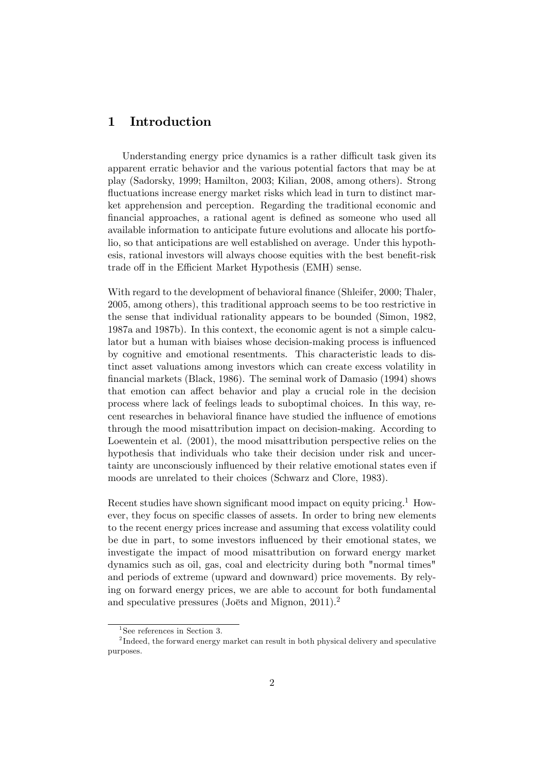# 1 Introduction

Understanding energy price dynamics is a rather difficult task given its apparent erratic behavior and the various potential factors that may be at play (Sadorsky, 1999; Hamilton, 2003; Kilian, 2008, among others). Strong fluctuations increase energy market risks which lead in turn to distinct market apprehension and perception. Regarding the traditional economic and financial approaches, a rational agent is defined as someone who used all available information to anticipate future evolutions and allocate his portfolio, so that anticipations are well established on average. Under this hypothesis, rational investors will always choose equities with the best benefit-risk trade off in the Efficient Market Hypothesis (EMH) sense.

With regard to the development of behavioral finance (Shleifer, 2000; Thaler, 2005, among others), this traditional approach seems to be too restrictive in the sense that individual rationality appears to be bounded (Simon, 1982, 1987a and 1987b). In this context, the economic agent is not a simple calculator but a human with biaises whose decision-making process is influenced by cognitive and emotional resentments. This characteristic leads to distinct asset valuations among investors which can create excess volatility in financial markets (Black, 1986). The seminal work of Damasio (1994) shows that emotion can affect behavior and play a crucial role in the decision process where lack of feelings leads to suboptimal choices. In this way, recent researches in behavioral finance have studied the influence of emotions through the mood misattribution impact on decision-making. According to Loewentein et al. (2001), the mood misattribution perspective relies on the hypothesis that individuals who take their decision under risk and uncertainty are unconsciously influenced by their relative emotional states even if moods are unrelated to their choices (Schwarz and Clore, 1983).

Recent studies have shown significant mood impact on equity pricing.[1] However, they focus on specific classes of assets. In order to bring new elements to the recent energy prices increase and assuming that excess volatility could be due in part, to some investors influenced by their emotional states, we investigate the impact of mood misattribution on forward energy market dynamics such as oil, gas, coal and electricity during both "normal times" and periods of extreme (upward and downward) price movements. By relying on forward energy prices, we are able to account for both fundamental and speculative pressures (Joëts and Mignon, 2011).[2]

[1] See references in Section 3.

[2] Indeed, the forward energy market can result in both physical delivery and speculative purposes.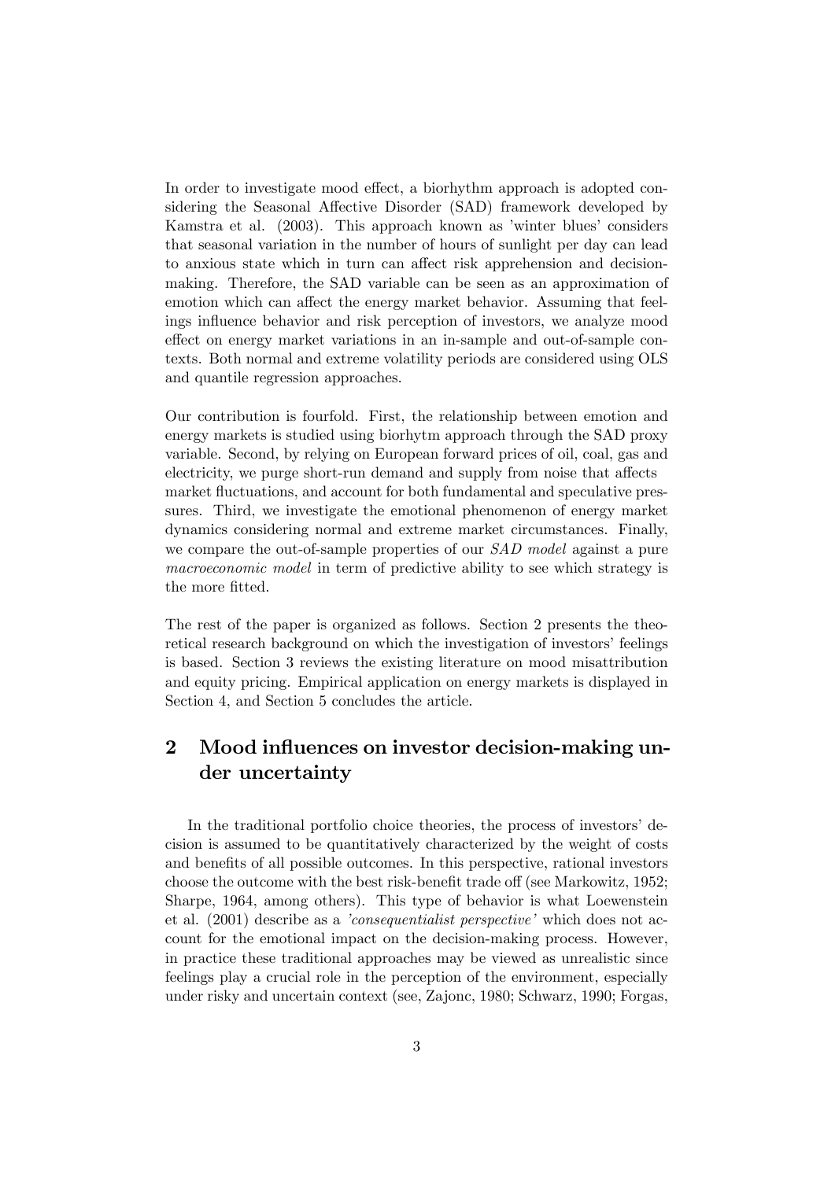In order to investigate mood effect, a biorhythm approach is adopted considering the Seasonal Affective Disorder (SAD) framework developed by Kamstra et al. (2003). This approach known as 'winter blues' considers that seasonal variation in the number of hours of sunlight per day can lead to anxious state which in turn can affect risk apprehension and decision-making. Therefore, the SAD variable can be seen as an approximation of emotion which can affect the energy market behavior. Assuming that feelings influence behavior and risk perception of investors, we analyze mood effect on energy market variations in an in-sample and out-of-sample contexts. Both normal and extreme volatility periods are considered using OLS and quantile regression approaches.

Our contribution is fourfold. First, the relationship between emotion and energy markets is studied using biorhytm approach through the SAD proxy variable. Second, by relying on European forward prices of oil, coal, gas and electricity, we purge short-run demand and supply from noise that affects market fluctuations, and account for both fundamental and speculative pressures. Third, we investigate the emotional phenomenon of energy market dynamics considering normal and extreme market circumstances. Finally, we compare the out-of-sample properties of our *SAD model* against a pure *macroeconomic model* in term of predictive ability to see which strategy is the more fitted.

The rest of the paper is organized as follows. Section 2 presents the theoretical research background on which the investigation of investors' feelings is based. Section 3 reviews the existing literature on mood misattribution and equity pricing. Empirical application on energy markets is displayed in Section 4, and Section 5 concludes the article.

## 2 Mood influences on investor decision-making under uncertainty

In the traditional portfolio choice theories, the process of investors' decision is assumed to be quantitatively characterized by the weight of costs and benefits of all possible outcomes. In this perspective, rational investors choose the outcome with the best risk-benefit trade off (see Markowitz, 1952; Sharpe, 1964, among others). This type of behavior is what Loewenstein et al. (2001) describe as a *'consequentialist perspective'* which does not account for the emotional impact on the decision-making process. However, in practice these traditional approaches may be viewed as unrealistic since feelings play a crucial role in the perception of the environment, especially under risky and uncertain context (see, Zajonc, 1980; Schwarz, 1990; Forgas,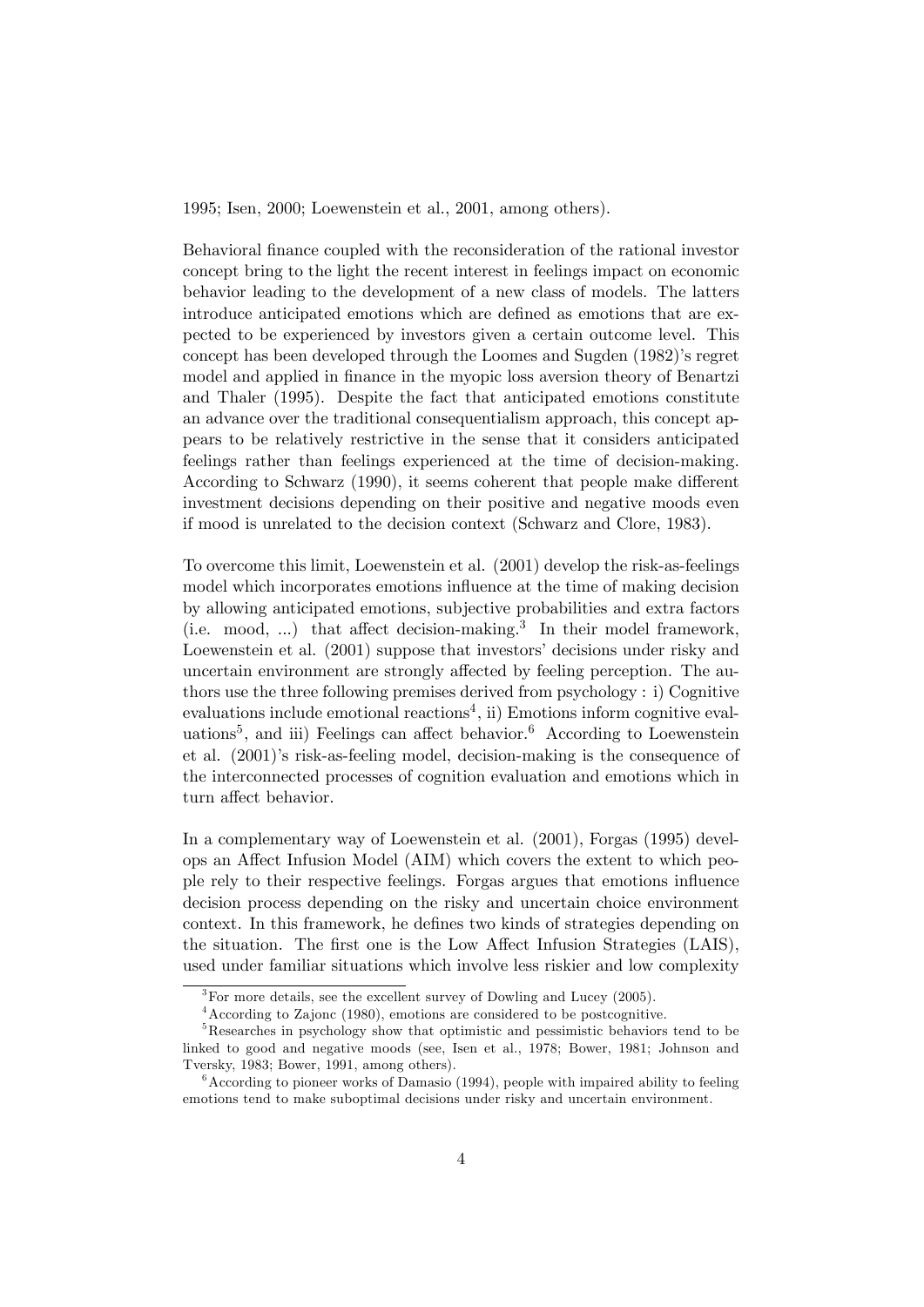1995; Isen, 2000; Loewenstein et al., 2001, among others).

Behavioral finance coupled with the reconsideration of the rational investor concept bring to the light the recent interest in feelings impact on economic behavior leading to the development of a new class of models. The latters introduce anticipated emotions which are defined as emotions that are expected to be experienced by investors given a certain outcome level. This concept has been developed through the Loomes and Sugden (1982)'s regret model and applied in finance in the myopic loss aversion theory of Benartzi and Thaler (1995). Despite the fact that anticipated emotions constitute an advance over the traditional consequentialism approach, this concept appears to be relatively restrictive in the sense that it considers anticipated feelings rather than feelings experienced at the time of decision-making. According to Schwarz (1990), it seems coherent that people make different investment decisions depending on their positive and negative moods even if mood is unrelated to the decision context (Schwarz and Clore, 1983).

To overcome this limit, Loewenstein et al. (2001) develop the risk-as-feelings model which incorporates emotions influence at the time of making decision by allowing anticipated emotions, subjective probabilities and extra factors (i.e. mood, ...) that affect decision-making.[3] In their model framework, Loewenstein et al. (2001) suppose that investors' decisions under risky and uncertain environment are strongly affected by feeling perception. The authors use the three following premises derived from psychology : i) Cognitive evaluations include emotional reactions[4], ii) Emotions inform cognitive evaluations[5], and iii) Feelings can affect behavior.[6] According to Loewenstein et al. (2001)'s risk-as-feeling model, decision-making is the consequence of the interconnected processes of cognition evaluation and emotions which in turn affect behavior.

In a complementary way of Loewenstein et al. (2001), Forgas (1995) develops an Affect Infusion Model (AIM) which covers the extent to which people rely to their respective feelings. Forgas argues that emotions influence decision process depending on the risky and uncertain choice environment context. In this framework, he defines two kinds of strategies depending on the situation. The first one is the Low Affect Infusion Strategies (LAIS), used under familiar situations which involve less riskier and low complexity

[3] For more details, see the excellent survey of Dowling and Lucey (2005).

[4] According to Zajonc (1980), emotions are considered to be postcognitive.

[5] Researches in psychology show that optimistic and pessimistic behaviors tend to be linked to good and negative moods (see, Isen et al., 1978; Bower, 1981; Johnson and Tversky, 1983; Bower, 1991, among others).

[6] According to pioneer works of Damasio (1994), people with impaired ability to feeling emotions tend to make suboptimal decisions under risky and uncertain environment.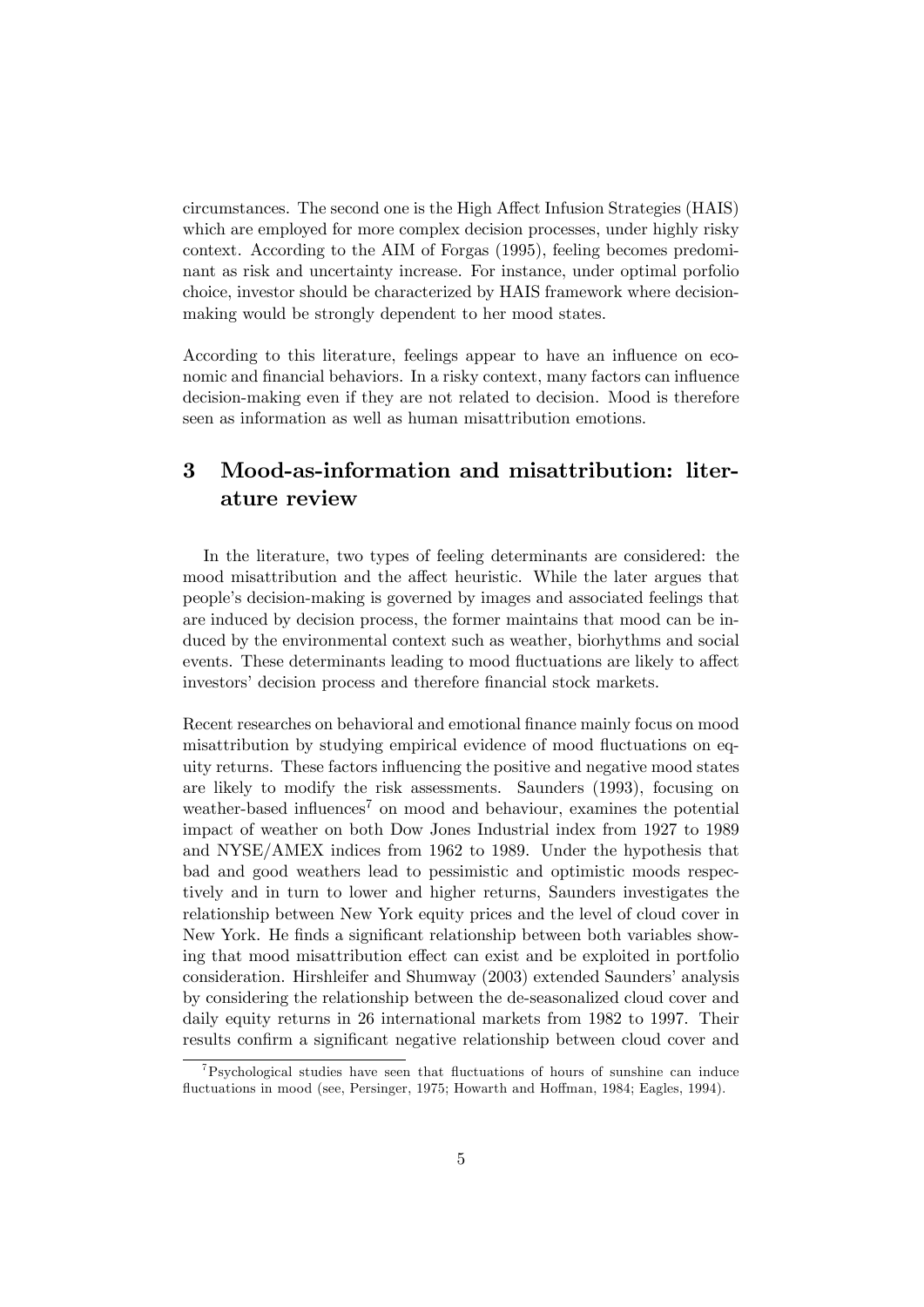circumstances. The second one is the High Affect Infusion Strategies (HAIS) which are employed for more complex decision processes, under highly risky context. According to the AIM of Forgas (1995), feeling becomes predominant as risk and uncertainty increase. For instance, under optimal porfolio choice, investor should be characterized by HAIS framework where decision-making would be strongly dependent to her mood states.

According to this literature, feelings appear to have an influence on economic and financial behaviors. In a risky context, many factors can influence decision-making even if they are not related to decision. Mood is therefore seen as information as well as human misattribution emotions.

## 3 Mood-as-information and misattribution: literature review

In the literature, two types of feeling determinants are considered: the mood misattribution and the affect heuristic. While the later argues that people's decision-making is governed by images and associated feelings that are induced by decision process, the former maintains that mood can be induced by the environmental context such as weather, biorhythms and social events. These determinants leading to mood fluctuations are likely to affect investors' decision process and therefore financial stock markets.

Recent researches on behavioral and emotional finance mainly focus on mood misattribution by studying empirical evidence of mood fluctuations on equity returns. These factors influencing the positive and negative mood states are likely to modify the risk assessments. Saunders (1993), focusing on weather-based influences[7] on mood and behaviour, examines the potential impact of weather on both Dow Jones Industrial index from 1927 to 1989 and NYSE/AMEX indices from 1962 to 1989. Under the hypothesis that bad and good weathers lead to pessimistic and optimistic moods respectively and in turn to lower and higher returns, Saunders investigates the relationship between New York equity prices and the level of cloud cover in New York. He finds a significant relationship between both variables showing that mood misattribution effect can exist and be exploited in portfolio consideration. Hirshleifer and Shumway (2003) extended Saunders' analysis by considering the relationship between the de-seasonalized cloud cover and daily equity returns in 26 international markets from 1982 to 1997. Their results confirm a significant negative relationship between cloud cover and

[7] Psychological studies have seen that fluctuations of hours of sunshine can induce fluctuations in mood (see, Persinger, 1975; Howarth and Hoffman, 1984; Eagles, 1994).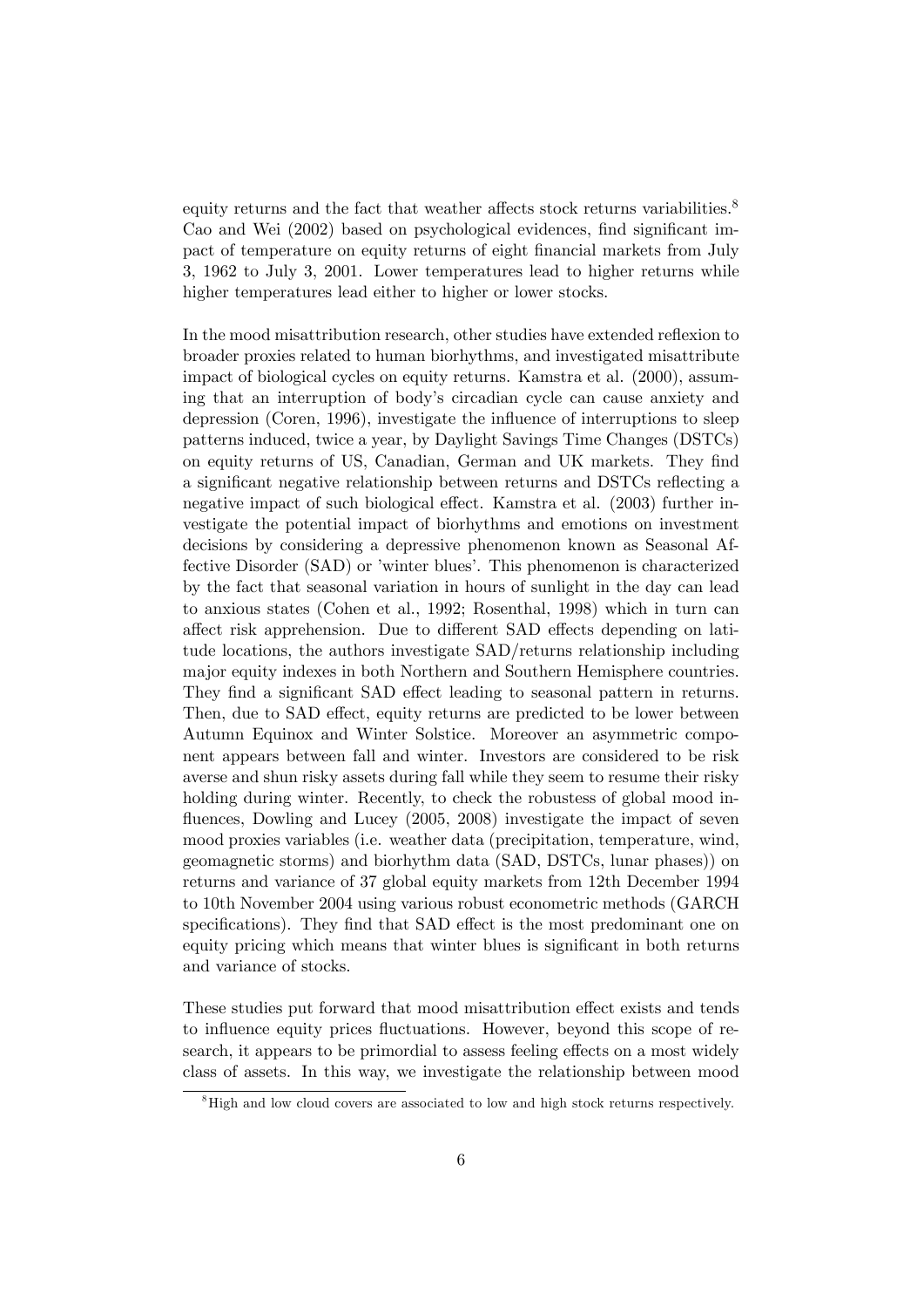equity returns and the fact that weather affects stock returns variabilities.[8] Cao and Wei (2002) based on psychological evidences, find significant impact of temperature on equity returns of eight financial markets from July 3, 1962 to July 3, 2001. Lower temperatures lead to higher returns while higher temperatures lead either to higher or lower stocks.

In the mood misattribution research, other studies have extended reflexion to broader proxies related to human biorhythms, and investigated misattribute impact of biological cycles on equity returns. Kamstra et al. (2000), assuming that an interruption of body's circadian cycle can cause anxiety and depression (Coren, 1996), investigate the influence of interruptions to sleep patterns induced, twice a year, by Daylight Savings Time Changes (DSTCs) on equity returns of US, Canadian, German and UK markets. They find a significant negative relationship between returns and DSTCs reflecting a negative impact of such biological effect. Kamstra et al. (2003) further investigate the potential impact of biorhythms and emotions on investment decisions by considering a depressive phenomenon known as Seasonal Affective Disorder (SAD) or 'winter blues'. This phenomenon is characterized by the fact that seasonal variation in hours of sunlight in the day can lead to anxious states (Cohen et al., 1992; Rosenthal, 1998) which in turn can affect risk apprehension. Due to different SAD effects depending on latitude locations, the authors investigate SAD/returns relationship including major equity indexes in both Northern and Southern Hemisphere countries. They find a significant SAD effect leading to seasonal pattern in returns. Then, due to SAD effect, equity returns are predicted to be lower between Autumn Equinox and Winter Solstice. Moreover an asymmetric component appears between fall and winter. Investors are considered to be risk averse and shun risky assets during fall while they seem to resume their risky holding during winter. Recently, to check the robustess of global mood influences, Dowling and Lucey (2005, 2008) investigate the impact of seven mood proxies variables (i.e. weather data (precipitation, temperature, wind, geomagnetic storms) and biorhythm data (SAD, DSTCs, lunar phases)) on returns and variance of 37 global equity markets from 12th December 1994 to 10th November 2004 using various robust econometric methods (GARCH specifications). They find that SAD effect is the most predominant one on equity pricing which means that winter blues is significant in both returns and variance of stocks.

These studies put forward that mood misattribution effect exists and tends to influence equity prices fluctuations. However, beyond this scope of research, it appears to be primordial to assess feeling effects on a most widely class of assets. In this way, we investigate the relationship between mood

[8] High and low cloud covers are associated to low and high stock returns respectively.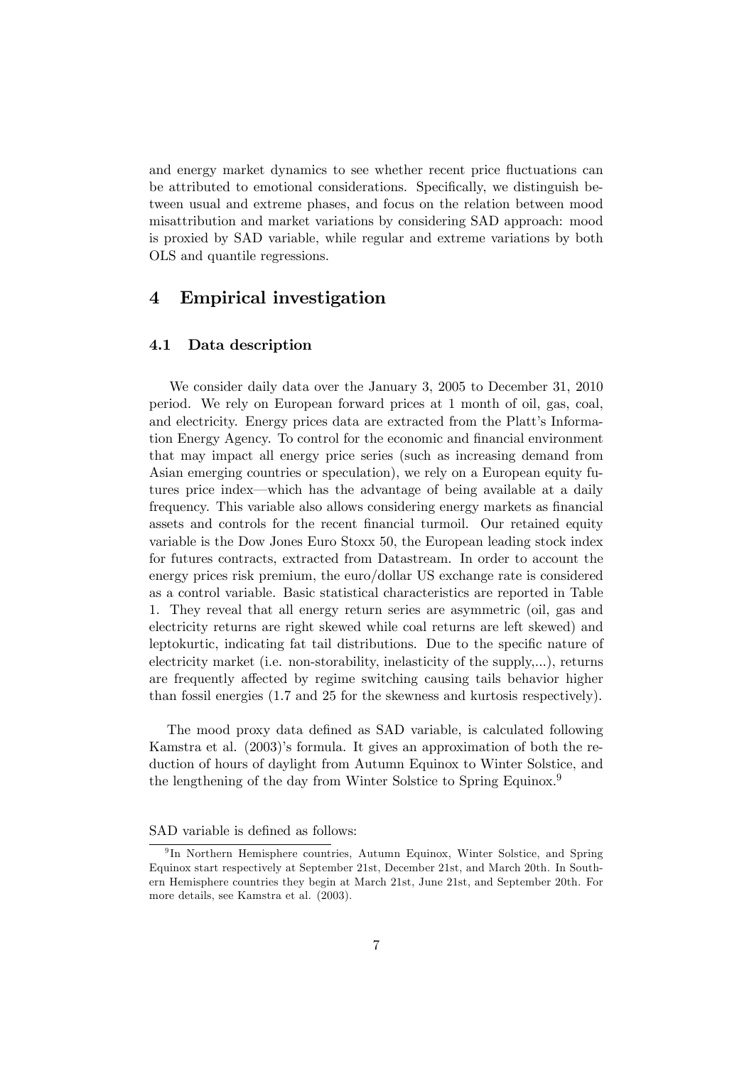and energy market dynamics to see whether recent price fluctuations can be attributed to emotional considerations. Specifically, we distinguish between usual and extreme phases, and focus on the relation between mood misattribution and market variations by considering SAD approach: mood is proxied by SAD variable, while regular and extreme variations by both OLS and quantile regressions.

# 4 Empirical investigation

## 4.1 Data description

We consider daily data over the January 3, 2005 to December 31, 2010 period. We rely on European forward prices at 1 month of oil, gas, coal, and electricity. Energy prices data are extracted from the Platt's Information Energy Agency. To control for the economic and financial environment that may impact all energy price series (such as increasing demand from Asian emerging countries or speculation), we rely on a European equity futures price index—which has the advantage of being available at a daily frequency. This variable also allows considering energy markets as financial assets and controls for the recent financial turmoil. Our retained equity variable is the Dow Jones Euro Stoxx 50, the European leading stock index for futures contracts, extracted from Datastream. In order to account the energy prices risk premium, the euro/dollar US exchange rate is considered as a control variable. Basic statistical characteristics are reported in Table 1. They reveal that all energy return series are asymmetric (oil, gas and electricity returns are right skewed while coal returns are left skewed) and leptokurtic, indicating fat tail distributions. Due to the specific nature of electricity market (i.e. non-storability, inelasticity of the supply,...), returns are frequently affected by regime switching causing tails behavior higher than fossil energies (1.7 and 25 for the skewness and kurtosis respectively).

The mood proxy data defined as SAD variable, is calculated following Kamstra et al. (2003)'s formula. It gives an approximation of both the reduction of hours of daylight from Autumn Equinox to Winter Solstice, and the lengthening of the day from Winter Solstice to Spring Equinox.[9]

SAD variable is defined as follows:

[9] In Northern Hemisphere countries, Autumn Equinox, Winter Solstice, and Spring Equinox start respectively at September 21st, December 21st, and March 20th. In Southern Hemisphere countries they begin at March 21st, June 21st, and September 20th. For more details, see Kamstra et al. (2003).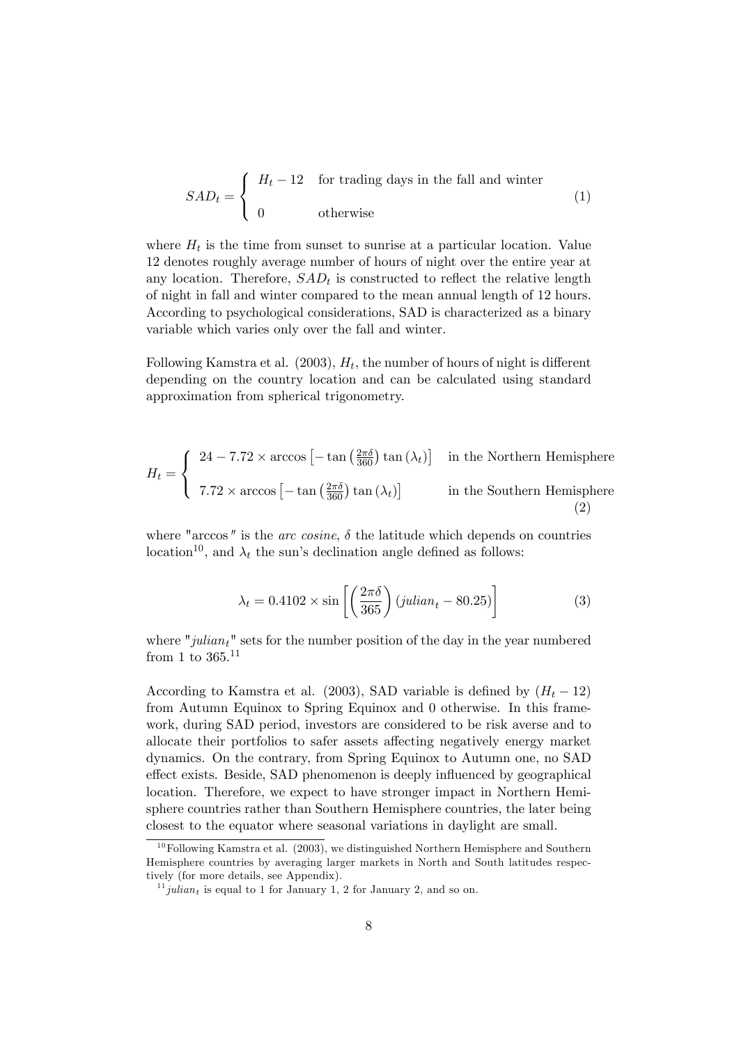$$SAD_t = \begin{cases} H_t - 12 & \text{for trading days in the fall and winter} \\ 0 & \text{otherwise} \end{cases} \tag{1}$$

where $H_t$ is the time from sunset to sunrise at a particular location. Value 12 denotes roughly average number of hours of night over the entire year at any location. Therefore, $SAD_t$ is constructed to reflect the relative length of night in fall and winter compared to the mean annual length of 12 hours. According to psychological considerations, SAD is characterized as a binary variable which varies only over the fall and winter.

Following Kamstra et al. (2003), $H_t$, the number of hours of night is different depending on the country location and can be calculated using standard approximation from spherical trigonometry.

$$H_t = \begin{cases} 24 - 7.72 \times \arccos\left[-\tan\left(\frac{2\pi\delta}{360}\right)\tan\left(\lambda_t\right)\right] & \text{in the Northern Hemisphere} \\ 7.72 \times \arccos\left[-\tan\left(\frac{2\pi\delta}{360}\right)\tan\left(\lambda_t\right)\right] & \text{in the Southern Hemisphere} \end{cases} \tag{2}$$

where "arccos" is the *arc cosine*, $\delta$ the latitude which depends on countries location[10], and $\lambda_t$ the sun's declination angle defined as follows:

$$\lambda_t = 0.4102 \times \sin\left[\left(\frac{2\pi\delta}{365}\right)\left(julian_t - 80.25\right)\right] \tag{3}$$

where "$julian_t$" sets for the number position of the day in the year numbered from 1 to 365.[11]

According to Kamstra et al. (2003), SAD variable is defined by $(H_t - 12)$ from Autumn Equinox to Spring Equinox and 0 otherwise. In this framework, during SAD period, investors are considered to be risk averse and to allocate their portfolios to safer assets affecting negatively energy market dynamics. On the contrary, from Spring Equinox to Autumn one, no SAD effect exists. Beside, SAD phenomenon is deeply influenced by geographical location. Therefore, we expect to have stronger impact in Northern Hemisphere countries rather than Southern Hemisphere countries, the later being closest to the equator where seasonal variations in daylight are small.

[10] Following Kamstra et al. (2003), we distinguished Northern Hemisphere and Southern Hemisphere countries by averaging larger markets in North and South latitudes respectively (for more details, see Appendix).

[11] $julian_t$ is equal to 1 for January 1, 2 for January 2, and so on.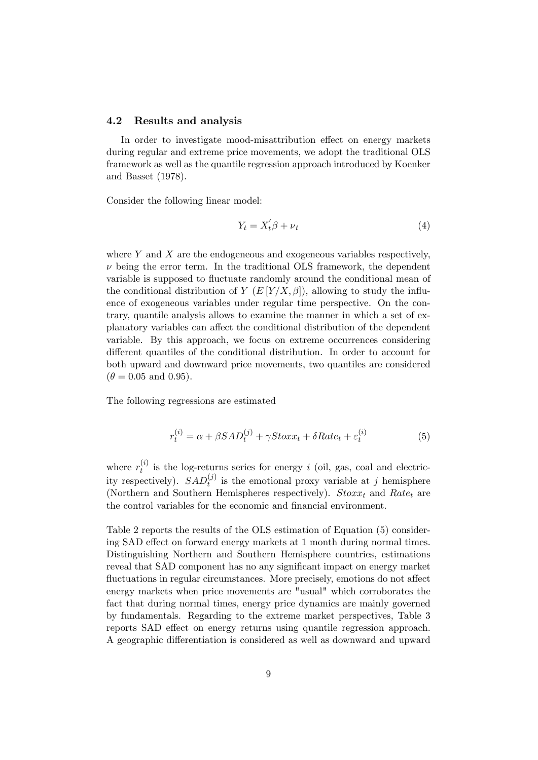### 4.2 Results and analysis

In order to investigate mood-misattribution effect on energy markets during regular and extreme price movements, we adopt the traditional OLS framework as well as the quantile regression approach introduced by Koenker and Basset (1978).

Consider the following linear model:

$$Y_t = X_t^{'}\beta + \nu_t \tag{4}$$

where $Y$ and $X$ are the endogeneous and exogeneous variables respectively, $\nu$ being the error term. In the traditional OLS framework, the dependent variable is supposed to fluctuate randomly around the conditional mean of the conditional distribution of $Y$ ($E\left[Y/X, \beta\right]$), allowing to study the influence of exogeneous variables under regular time perspective. On the contrary, quantile analysis allows to examine the manner in which a set of explanatory variables can affect the conditional distribution of the dependent variable. By this approach, we focus on extreme occurrences considering different quantiles of the conditional distribution. In order to account for both upward and downward price movements, two quantiles are considered ($\theta = 0.05$ and $0.95$).

The following regressions are estimated

$$r_t^{(i)} = \alpha + \beta SAD_t^{(j)} + \gamma Stoxx_t + \delta Rate_t + \varepsilon_t^{(i)} \tag{5}$$

where $r_t^{(i)}$ is the log-returns series for energy $i$ (oil, gas, coal and electricity respectively). $SAD_t^{(j)}$ is the emotional proxy variable at $j$ hemisphere (Northern and Southern Hemispheres respectively). $Stoxx_t$ and $Rate_t$ are the control variables for the economic and financial environment.

Table 2 reports the results of the OLS estimation of Equation (5) considering SAD effect on forward energy markets at 1 month during normal times. Distinguishing Northern and Southern Hemisphere countries, estimations reveal that SAD component has no any significant impact on energy market fluctuations in regular circumstances. More precisely, emotions do not affect energy markets when price movements are "usual" which corroborates the fact that during normal times, energy price dynamics are mainly governed by fundamentals. Regarding to the extreme market perspectives, Table 3 reports SAD effect on energy returns using quantile regression approach. A geographic differentiation is considered as well as downward and upward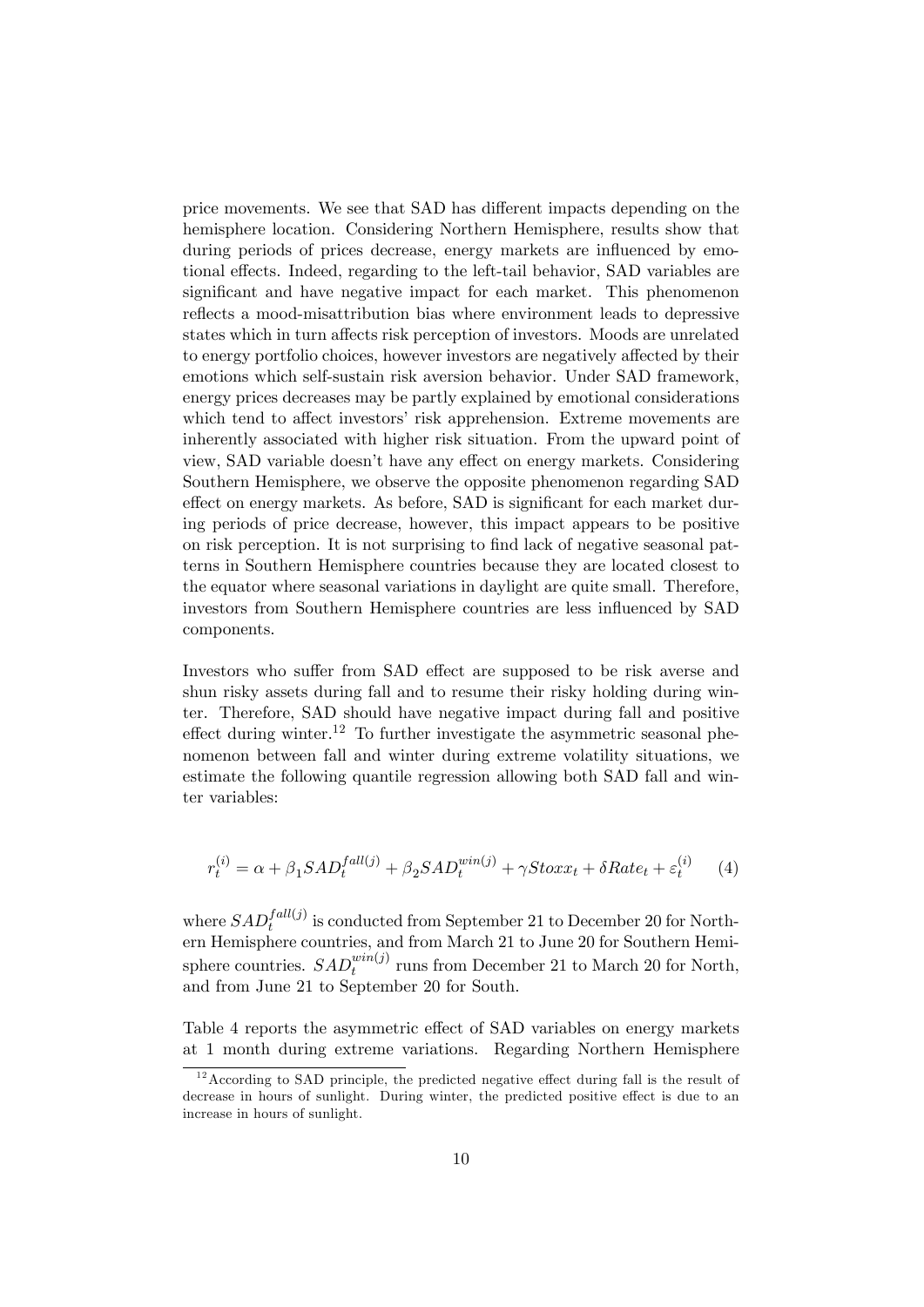price movements. We see that SAD has different impacts depending on the hemisphere location. Considering Northern Hemisphere, results show that during periods of prices decrease, energy markets are influenced by emotional effects. Indeed, regarding to the left-tail behavior, SAD variables are significant and have negative impact for each market. This phenomenon reflects a mood-misattribution bias where environment leads to depressive states which in turn affects risk perception of investors. Moods are unrelated to energy portfolio choices, however investors are negatively affected by their emotions which self-sustain risk aversion behavior. Under SAD framework, energy prices decreases may be partly explained by emotional considerations which tend to affect investors' risk apprehension. Extreme movements are inherently associated with higher risk situation. From the upward point of view, SAD variable doesn't have any effect on energy markets. Considering Southern Hemisphere, we observe the opposite phenomenon regarding SAD effect on energy markets. As before, SAD is significant for each market during periods of price decrease, however, this impact appears to be positive on risk perception. It is not surprising to find lack of negative seasonal patterns in Southern Hemisphere countries because they are located closest to the equator where seasonal variations in daylight are quite small. Therefore, investors from Southern Hemisphere countries are less influenced by SAD components.

Investors who suffer from SAD effect are supposed to be risk averse and shun risky assets during fall and to resume their risky holding during winter. Therefore, SAD should have negative impact during fall and positive effect during winter.[12] To further investigate the asymmetric seasonal phenomenon between fall and winter during extreme volatility situations, we estimate the following quantile regression allowing both SAD fall and winter variables:

$$r_t^{(i)} = \alpha + \beta_1 SAD_t^{fall(j)} + \beta_2 SAD_t^{win(j)} + \gamma Stoxx_t + \delta Rate_t + \varepsilon_t^{(i)} \quad (4)$$

where $SAD_t^{fall(j)}$ is conducted from September 21 to December 20 for Northern Hemisphere countries, and from March 21 to June 20 for Southern Hemisphere countries. $SAD_t^{win(j)}$ runs from December 21 to March 20 for North, and from June 21 to September 20 for South.

Table 4 reports the asymmetric effect of SAD variables on energy markets at 1 month during extreme variations. Regarding Northern Hemisphere

[12] According to SAD principle, the predicted negative effect during fall is the result of decrease in hours of sunlight. During winter, the predicted positive effect is due to an increase in hours of sunlight.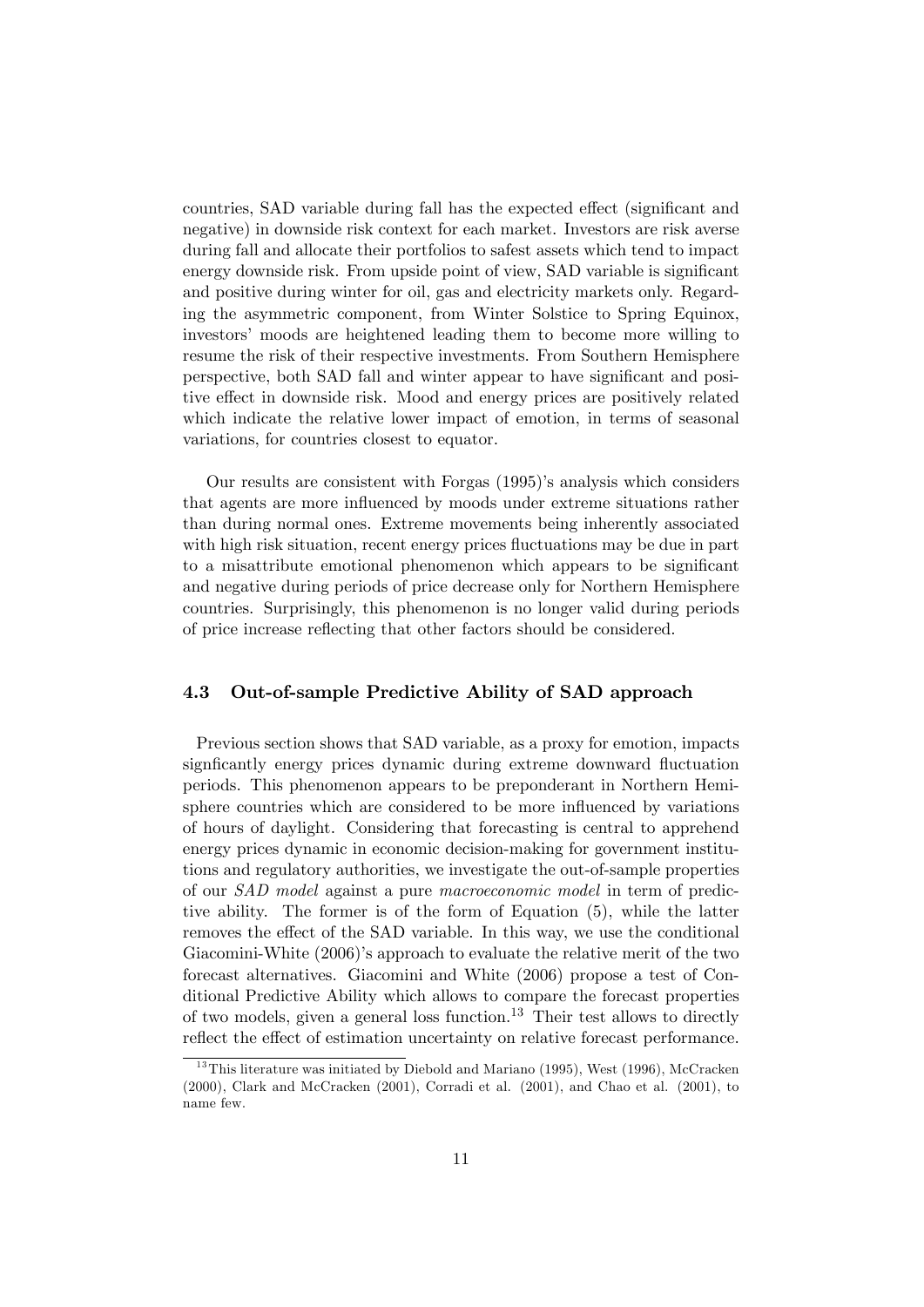countries, SAD variable during fall has the expected effect (significant and negative) in downside risk context for each market. Investors are risk averse during fall and allocate their portfolios to safest assets which tend to impact energy downside risk. From upside point of view, SAD variable is significant and positive during winter for oil, gas and electricity markets only. Regarding the asymmetric component, from Winter Solstice to Spring Equinox, investors' moods are heightened leading them to become more willing to resume the risk of their respective investments. From Southern Hemisphere perspective, both SAD fall and winter appear to have significant and positive effect in downside risk. Mood and energy prices are positively related which indicate the relative lower impact of emotion, in terms of seasonal variations, for countries closest to equator.

Our results are consistent with Forgas (1995)'s analysis which considers that agents are more influenced by moods under extreme situations rather than during normal ones. Extreme movements being inherently associated with high risk situation, recent energy prices fluctuations may be due in part to a misattribute emotional phenomenon which appears to be significant and negative during periods of price decrease only for Northern Hemisphere countries. Surprisingly, this phenomenon is no longer valid during periods of price increase reflecting that other factors should be considered.

### 4.3 Out-of-sample Predictive Ability of SAD approach

Previous section shows that SAD variable, as a proxy for emotion, impacts signficantly energy prices dynamic during extreme downward fluctuation periods. This phenomenon appears to be preponderant in Northern Hemisphere countries which are considered to be more influenced by variations of hours of daylight. Considering that forecasting is central to apprehend energy prices dynamic in economic decision-making for government institutions and regulatory authorities, we investigate the out-of-sample properties of our *SAD model* against a pure *macroeconomic model* in term of predictive ability. The former is of the form of Equation (5), while the latter removes the effect of the SAD variable. In this way, we use the conditional Giacomini-White (2006)'s approach to evaluate the relative merit of the two forecast alternatives. Giacomini and White (2006) propose a test of Conditional Predictive Ability which allows to compare the forecast properties of two models, given a general loss function.[13] Their test allows to directly reflect the effect of estimation uncertainty on relative forecast performance.

[13] This literature was initiated by Diebold and Mariano (1995), West (1996), McCracken (2000), Clark and McCracken (2001), Corradi et al. (2001), and Chao et al. (2001), to name few.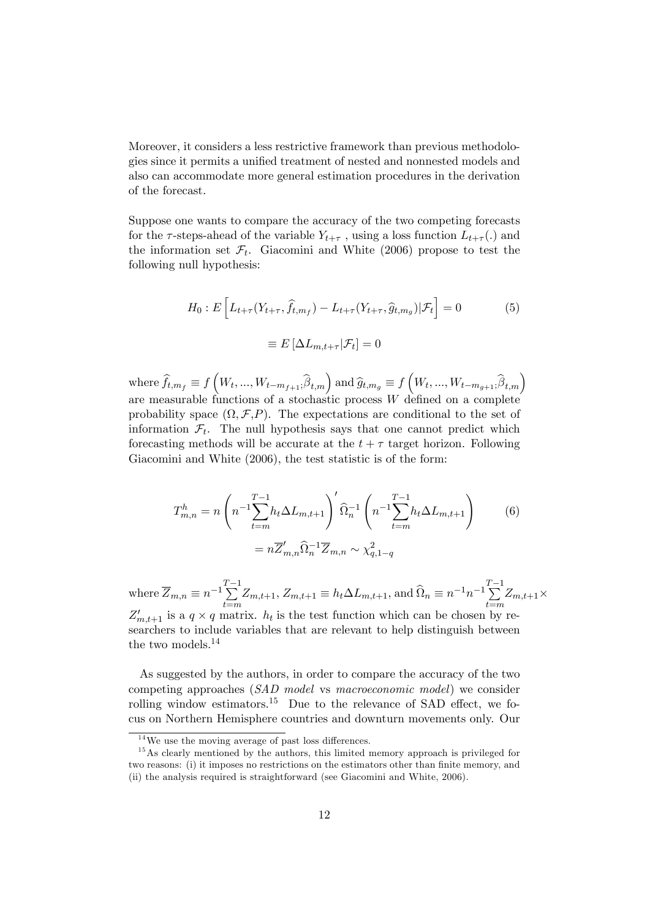Moreover, it considers a less restrictive framework than previous methodologies since it permits a unified treatment of nested and nonnested models and also can accommodate more general estimation procedures in the derivation of the forecast.

Suppose one wants to compare the accuracy of the two competing forecasts for the $\tau$-steps-ahead of the variable $Y_{t+\tau}$ , using a loss function $L_{t+\tau}(.)$ and the information set $\mathcal{F}_t$. Giacomini and White (2006) propose to test the following null hypothesis:

$$H_0 : E\left[L_{t+\tau}(Y_{t+\tau}, \widehat{f}_{t,m_f}) - L_{t+\tau}(Y_{t+\tau}, \widehat{g}_{t,m_g})|\mathcal{F}_t\right] = 0 \tag{5}$$

$$\equiv E\left[\Delta L_{m,t+\tau}|\mathcal{F}_t\right] = 0$$

where $\widehat{f}_{t,m_f} \equiv f\left(W_t, ..., W_{t-m_{f+1}}; \widehat{\beta}_{t,m}\right)$ and $\widehat{g}_{t,m_g} \equiv f\left(W_t, ..., W_{t-m_{g+1}}; \widehat{\beta}_{t,m}\right)$ are measurable functions of a stochastic process $W$ defined on a complete probability space $(\Omega, \mathcal{F}, P)$. The expectations are conditional to the set of information $\mathcal{F}_t$. The null hypothesis says that one cannot predict which forecasting methods will be accurate at the $t + \tau$ target horizon. Following Giacomini and White (2006), the test statistic is of the form:

$$T^h_{m,n} = n\left(n^{-1}\sum_{t=m}^{T-1} h_t \Delta L_{m,t+1}\right)' \widehat{\Omega}_n^{-1}\left(n^{-1}\sum_{t=m}^{T-1} h_t \Delta L_{m,t+1}\right) \tag{6}$$

$$= n\overline{Z}'_{m,n}\widehat{\Omega}_n^{-1}\overline{Z}_{m,n} \sim \chi^2_{q,1-q}$$

where $\overline{Z}_{m,n} \equiv n^{-1}\sum_{t=m}^{T-1} Z_{m,t+1}$, $Z_{m,t+1} \equiv h_t \Delta L_{m,t+1}$, and $\widehat{\Omega}_n \equiv n^{-1}n^{-1}\sum_{t=m}^{T-1} Z_{m,t+1} \times Z'_{m,t+1}$ is a $q \times q$ matrix. $h_t$ is the test function which can be chosen by researchers to include variables that are relevant to help distinguish between the two models.[14]

As suggested by the authors, in order to compare the accuracy of the two competing approaches (*SAD model* vs *macroeconomic model*) we consider rolling window estimators.[15] Due to the relevance of SAD effect, we focus on Northern Hemisphere countries and downturn movements only. Our

[14] We use the moving average of past loss differences.

[15] As clearly mentioned by the authors, this limited memory approach is privileged for two reasons: (i) it imposes no restrictions on the estimators other than finite memory, and (ii) the analysis required is straightforward (see Giacomini and White, 2006).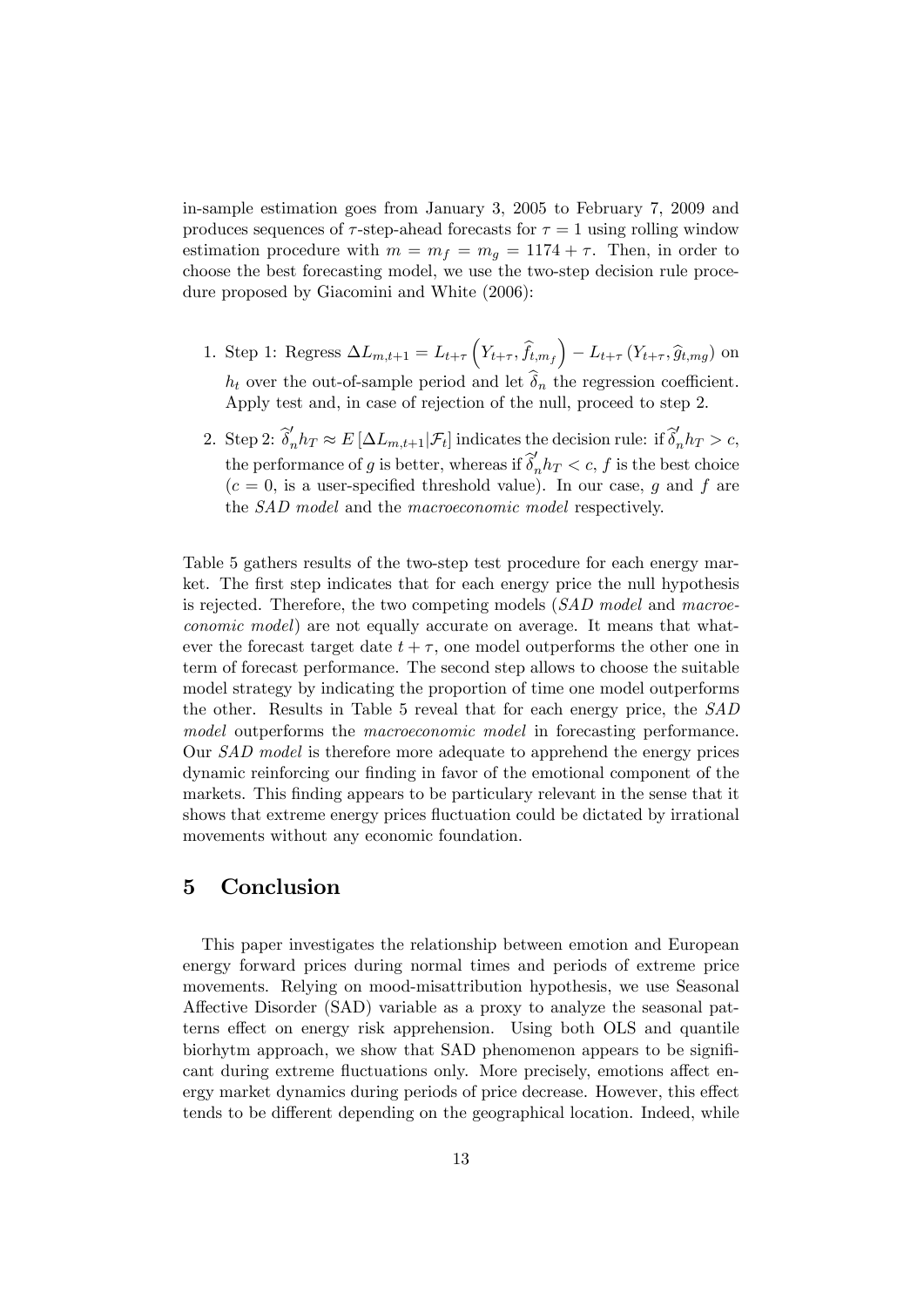in-sample estimation goes from January 3, 2005 to February 7, 2009 and produces sequences of $\tau$-step-ahead forecasts for $\tau = 1$ using rolling window estimation procedure with $m = m_f = m_g = 1174 + \tau$. Then, in order to choose the best forecasting model, we use the two-step decision rule procedure proposed by Giacomini and White (2006):

1. Step 1: Regress $\Delta L_{m,t+1} = L_{t+\tau}\left(Y_{t+\tau}, \widehat{f}_{t,m_f}\right) - L_{t+\tau}\left(Y_{t+\tau}, \widehat{g}_{t,mg}\right)$ on $h_t$ over the out-of-sample period and let $\widehat{\delta}_n$ the regression coefficient. Apply test and, in case of rejection of the null, proceed to step 2.
2. Step 2: $\widehat{\delta}_n' h_T \approx E\left[\Delta L_{m,t+1} | \mathcal{F}_t\right]$ indicates the decision rule: if $\widehat{\delta}_n' h_T > c$, the performance of $g$ is better, whereas if $\widehat{\delta}_n' h_T < c$, $f$ is the best choice ($c = 0$, is a user-specified threshold value). In our case, $g$ and $f$ are the *SAD model* and the *macroeconomic model* respectively.

Table 5 gathers results of the two-step test procedure for each energy market. The first step indicates that for each energy price the null hypothesis is rejected. Therefore, the two competing models (*SAD model* and *macroeconomic model*) are not equally accurate on average. It means that whatever the forecast target date $t + \tau$, one model outperforms the other one in term of forecast performance. The second step allows to choose the suitable model strategy by indicating the proportion of time one model outperforms the other. Results in Table 5 reveal that for each energy price, the *SAD model* outperforms the *macroeconomic model* in forecasting performance. Our *SAD model* is therefore more adequate to apprehend the energy prices dynamic reinforcing our finding in favor of the emotional component of the markets. This finding appears to be particulary relevant in the sense that it shows that extreme energy prices fluctuation could be dictated by irrational movements without any economic foundation.

## 5 Conclusion

This paper investigates the relationship between emotion and European energy forward prices during normal times and periods of extreme price movements. Relying on mood-misattribution hypothesis, we use Seasonal Affective Disorder (SAD) variable as a proxy to analyze the seasonal patterns effect on energy risk apprehension. Using both OLS and quantile biorhytm approach, we show that SAD phenomenon appears to be significant during extreme fluctuations only. More precisely, emotions affect energy market dynamics during periods of price decrease. However, this effect tends to be different depending on the geographical location. Indeed, while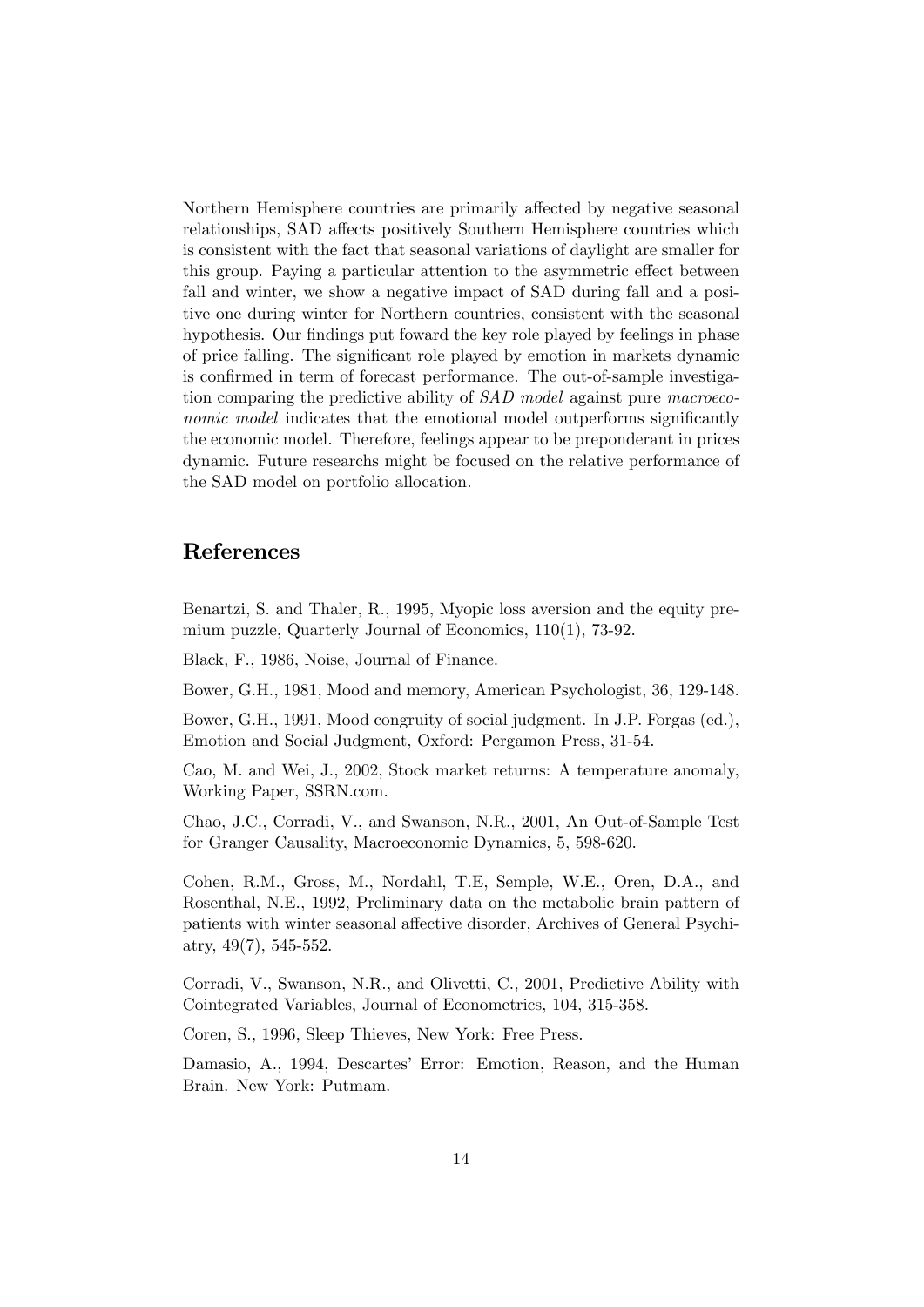Northern Hemisphere countries are primarily affected by negative seasonal relationships, SAD affects positively Southern Hemisphere countries which is consistent with the fact that seasonal variations of daylight are smaller for this group. Paying a particular attention to the asymmetric effect between fall and winter, we show a negative impact of SAD during fall and a positive one during winter for Northern countries, consistent with the seasonal hypothesis. Our findings put foward the key role played by feelings in phase of price falling. The significant role played by emotion in markets dynamic is confirmed in term of forecast performance. The out-of-sample investigation comparing the predictive ability of *SAD model* against pure *macroeconomic model* indicates that the emotional model outperforms significantly the economic model. Therefore, feelings appear to be preponderant in prices dynamic. Future researchs might be focused on the relative performance of the SAD model on portfolio allocation.

## References

Benartzi, S. and Thaler, R., 1995, Myopic loss aversion and the equity premium puzzle, Quarterly Journal of Economics, 110(1), 73-92.

Black, F., 1986, Noise, Journal of Finance.

Bower, G.H., 1981, Mood and memory, American Psychologist, 36, 129-148.

Bower, G.H., 1991, Mood congruity of social judgment. In J.P. Forgas (ed.), Emotion and Social Judgment, Oxford: Pergamon Press, 31-54.

Cao, M. and Wei, J., 2002, Stock market returns: A temperature anomaly, Working Paper, SSRN.com.

Chao, J.C., Corradi, V., and Swanson, N.R., 2001, An Out-of-Sample Test for Granger Causality, Macroeconomic Dynamics, 5, 598-620.

Cohen, R.M., Gross, M., Nordahl, T.E, Semple, W.E., Oren, D.A., and Rosenthal, N.E., 1992, Preliminary data on the metabolic brain pattern of patients with winter seasonal affective disorder, Archives of General Psychiatry, 49(7), 545-552.

Corradi, V., Swanson, N.R., and Olivetti, C., 2001, Predictive Ability with Cointegrated Variables, Journal of Econometrics, 104, 315-358.

Coren, S., 1996, Sleep Thieves, New York: Free Press.

Damasio, A., 1994, Descartes' Error: Emotion, Reason, and the Human Brain. New York: Putmam.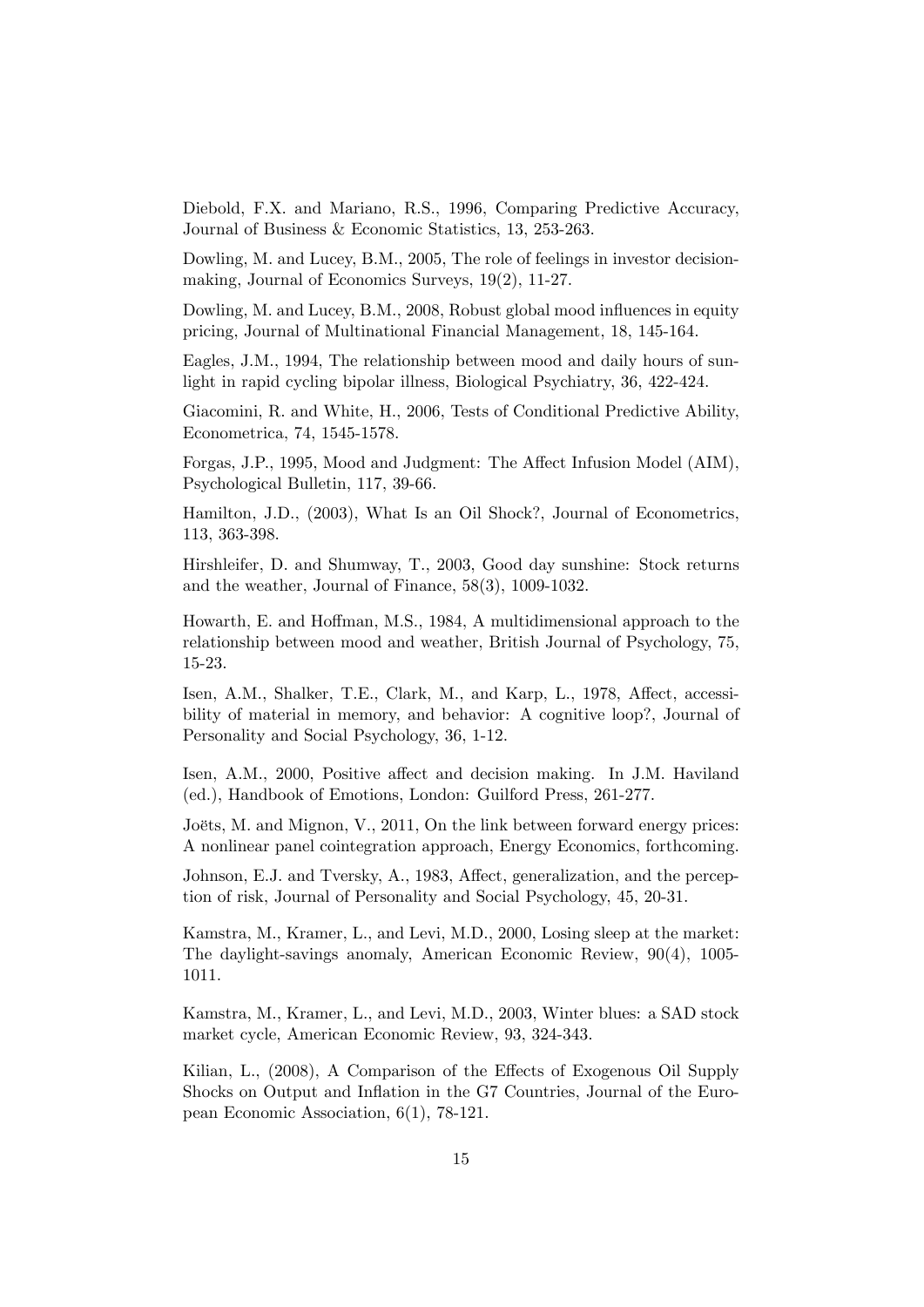Diebold, F.X. and Mariano, R.S., 1996, Comparing Predictive Accuracy, Journal of Business & Economic Statistics, 13, 253-263.

Dowling, M. and Lucey, B.M., 2005, The role of feelings in investor decision-making, Journal of Economics Surveys, 19(2), 11-27.

Dowling, M. and Lucey, B.M., 2008, Robust global mood influences in equity pricing, Journal of Multinational Financial Management, 18, 145-164.

Eagles, J.M., 1994, The relationship between mood and daily hours of sunlight in rapid cycling bipolar illness, Biological Psychiatry, 36, 422-424.

Giacomini, R. and White, H., 2006, Tests of Conditional Predictive Ability, Econometrica, 74, 1545-1578.

Forgas, J.P., 1995, Mood and Judgment: The Affect Infusion Model (AIM), Psychological Bulletin, 117, 39-66.

Hamilton, J.D., (2003), What Is an Oil Shock?, Journal of Econometrics, 113, 363-398.

Hirshleifer, D. and Shumway, T., 2003, Good day sunshine: Stock returns and the weather, Journal of Finance, 58(3), 1009-1032.

Howarth, E. and Hoffman, M.S., 1984, A multidimensional approach to the relationship between mood and weather, British Journal of Psychology, 75, 15-23.

Isen, A.M., Shalker, T.E., Clark, M., and Karp, L., 1978, Affect, accessibility of material in memory, and behavior: A cognitive loop?, Journal of Personality and Social Psychology, 36, 1-12.

Isen, A.M., 2000, Positive affect and decision making. In J.M. Haviland (ed.), Handbook of Emotions, London: Guilford Press, 261-277.

Joëts, M. and Mignon, V., 2011, On the link between forward energy prices: A nonlinear panel cointegration approach, Energy Economics, forthcoming.

Johnson, E.J. and Tversky, A., 1983, Affect, generalization, and the perception of risk, Journal of Personality and Social Psychology, 45, 20-31.

Kamstra, M., Kramer, L., and Levi, M.D., 2000, Losing sleep at the market: The daylight-savings anomaly, American Economic Review, 90(4), 1005-1011.

Kamstra, M., Kramer, L., and Levi, M.D., 2003, Winter blues: a SAD stock market cycle, American Economic Review, 93, 324-343.

Kilian, L., (2008), A Comparison of the Effects of Exogenous Oil Supply Shocks on Output and Inflation in the G7 Countries, Journal of the European Economic Association, 6(1), 78-121.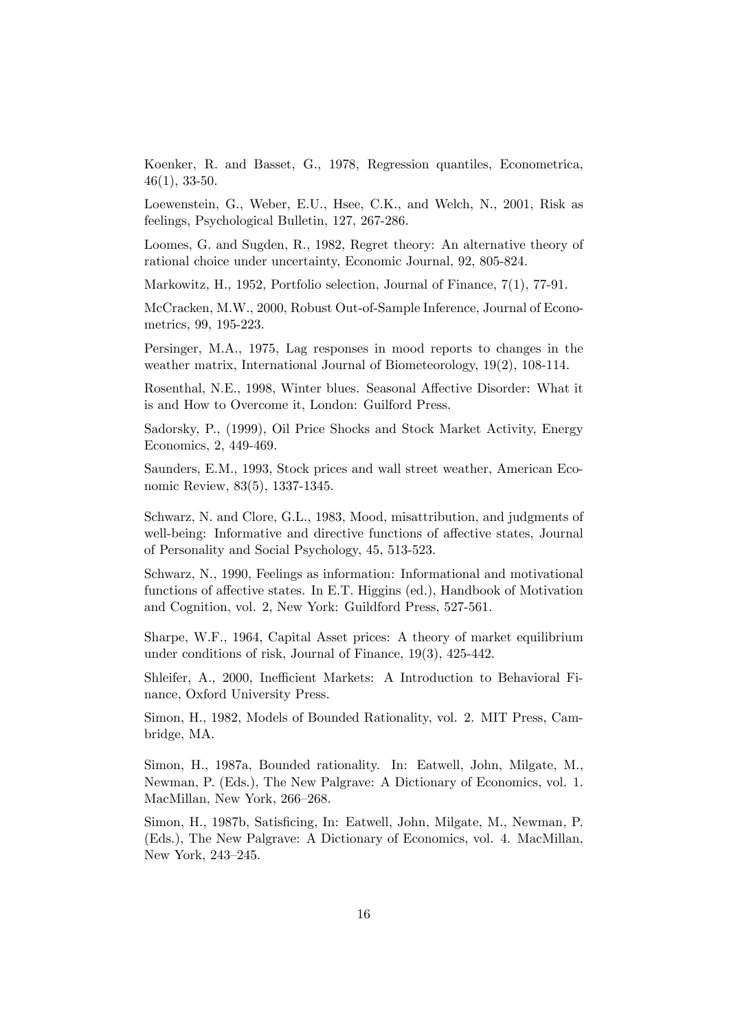Koenker, R. and Basset, G., 1978, Regression quantiles, Econometrica, 46(1), 33-50.

Loewenstein, G., Weber, E.U., Hsee, C.K., and Welch, N., 2001, Risk as feelings, Psychological Bulletin, 127, 267-286.

Loomes, G. and Sugden, R., 1982, Regret theory: An alternative theory of rational choice under uncertainty, Economic Journal, 92, 805-824.

Markowitz, H., 1952, Portfolio selection, Journal of Finance, 7(1), 77-91.

McCracken, M.W., 2000, Robust Out-of-Sample Inference, Journal of Econometrics, 99, 195-223.

Persinger, M.A., 1975, Lag responses in mood reports to changes in the weather matrix, International Journal of Biometeorology, 19(2), 108-114.

Rosenthal, N.E., 1998, Winter blues. Seasonal Affective Disorder: What it is and How to Overcome it, London: Guilford Press.

Sadorsky, P., (1999), Oil Price Shocks and Stock Market Activity, Energy Economics, 2, 449-469.

Saunders, E.M., 1993, Stock prices and wall street weather, American Economic Review, 83(5), 1337-1345.

Schwarz, N. and Clore, G.L., 1983, Mood, misattribution, and judgments of well-being: Informative and directive functions of affective states, Journal of Personality and Social Psychology, 45, 513-523.

Schwarz, N., 1990, Feelings as information: Informational and motivational functions of affective states. In E.T. Higgins (ed.), Handbook of Motivation and Cognition, vol. 2, New York: Guildford Press, 527-561.

Sharpe, W.F., 1964, Capital Asset prices: A theory of market equilibrium under conditions of risk, Journal of Finance, 19(3), 425-442.

Shleifer, A., 2000, Inefficient Markets: A Introduction to Behavioral Finance, Oxford University Press.

Simon, H., 1982, Models of Bounded Rationality, vol. 2. MIT Press, Cambridge, MA.

Simon, H., 1987a, Bounded rationality. In: Eatwell, John, Milgate, M., Newman, P. (Eds.), The New Palgrave: A Dictionary of Economics, vol. 1. MacMillan, New York, 266–268.

Simon, H., 1987b, Satisficing, In: Eatwell, John, Milgate, M., Newman, P. (Eds.), The New Palgrave: A Dictionary of Economics, vol. 4. MacMillan, New York, 243–245.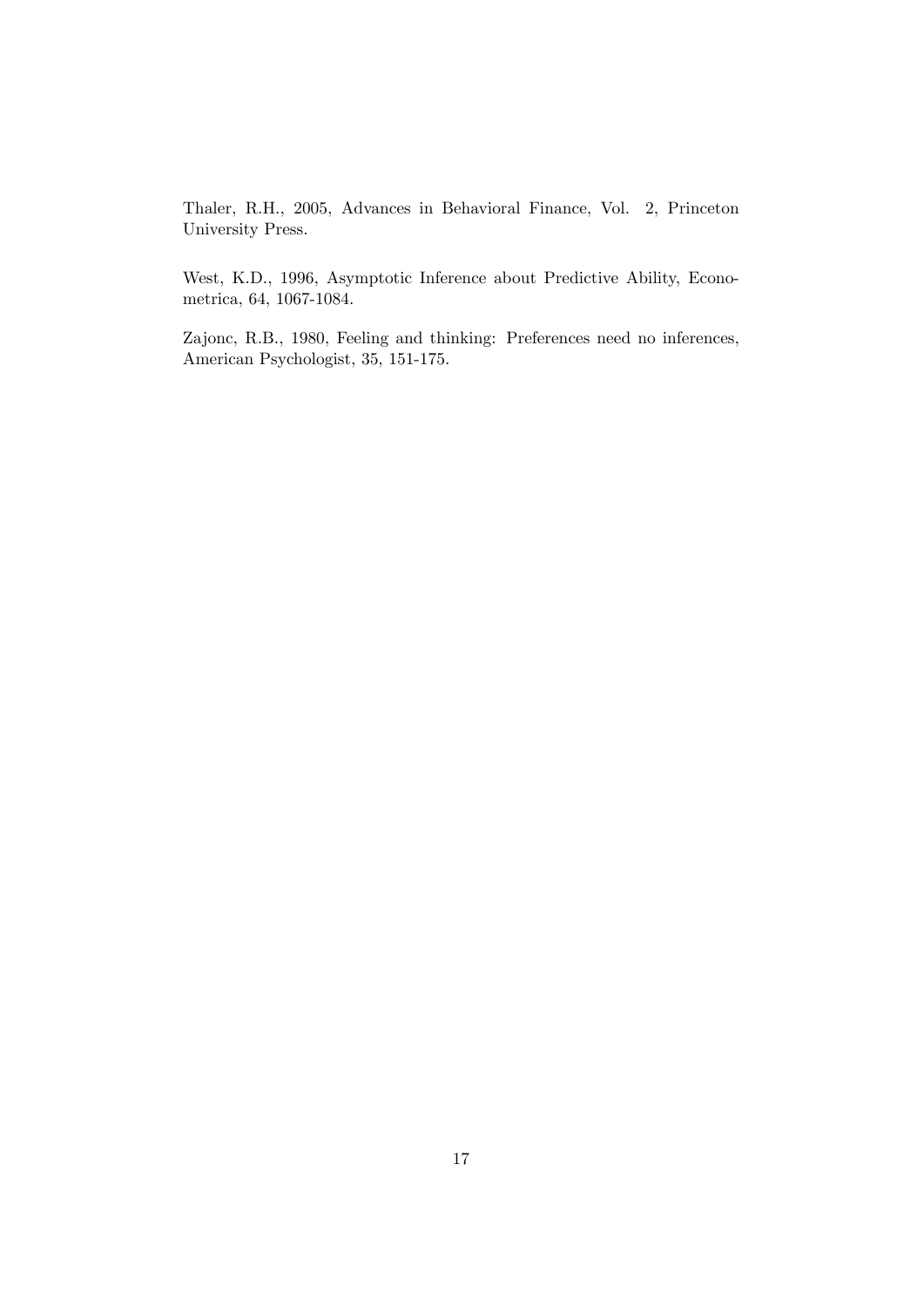Thaler, R.H., 2005, Advances in Behavioral Finance, Vol. 2, Princeton University Press.

West, K.D., 1996, Asymptotic Inference about Predictive Ability, Econometrica, 64, 1067-1084.

Zajonc, R.B., 1980, Feeling and thinking: Preferences need no inferences, American Psychologist, 35, 151-175.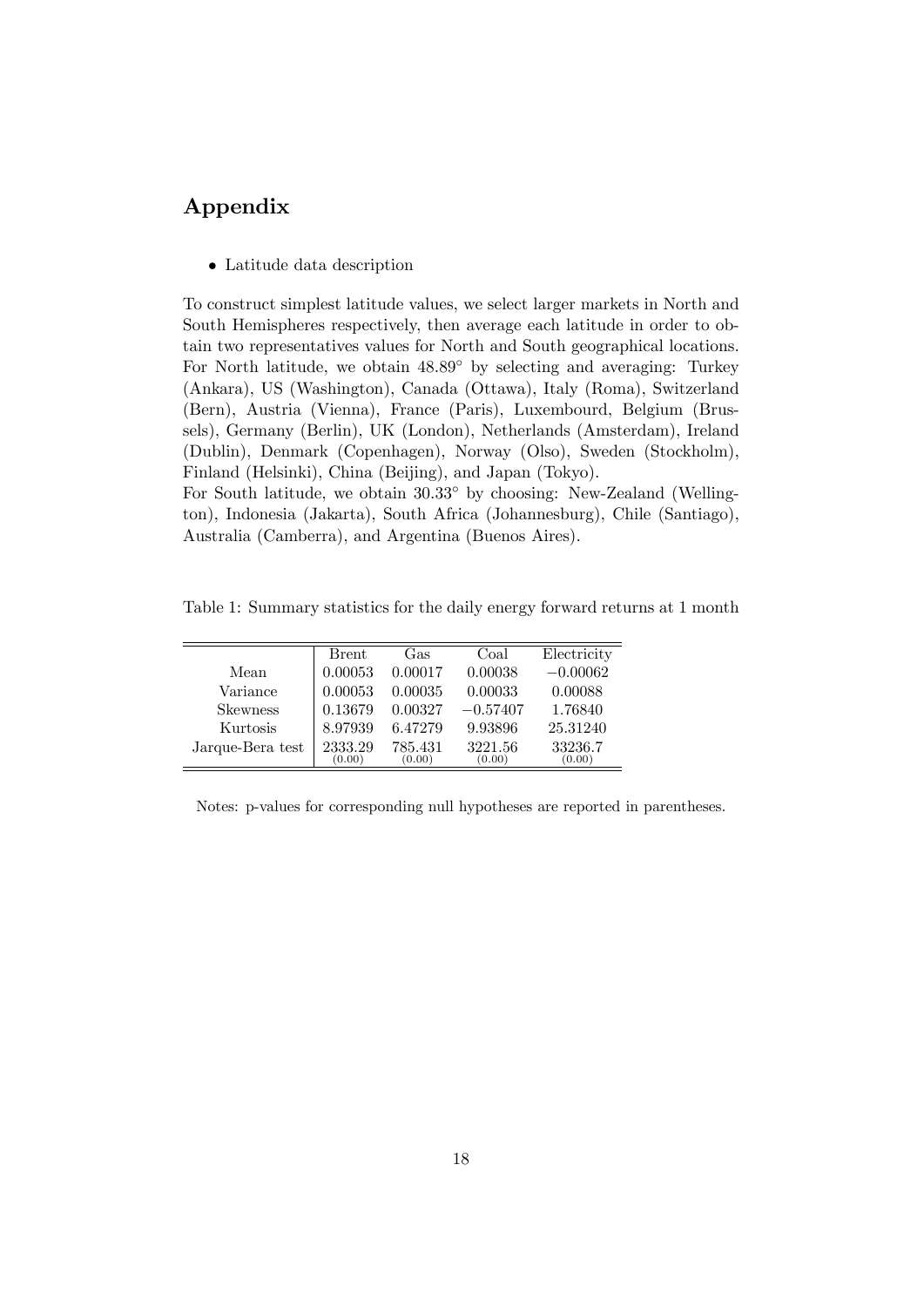# Appendix

- Latitude data description

To construct simplest latitude values, we select larger markets in North and South Hemispheres respectively, then average each latitude in order to obtain two representatives values for North and South geographical locations. For North latitude, we obtain 48.89° by selecting and averaging: Turkey (Ankara), US (Washington), Canada (Ottawa), Italy (Roma), Switzerland (Bern), Austria (Vienna), France (Paris), Luxembourd, Belgium (Brussels), Germany (Berlin), UK (London), Netherlands (Amsterdam), Ireland (Dublin), Denmark (Copenhagen), Norway (Olso), Sweden (Stockholm), Finland (Helsinki), China (Beijing), and Japan (Tokyo).
For South latitude, we obtain 30.33° by choosing: New-Zealand (Wellington), Indonesia (Jakarta), South Africa (Johannesburg), Chile (Santiago), Australia (Camberra), and Argentina (Buenos Aires).

Table 1: Summary statistics for the daily energy forward returns at 1 month

| | Brent | Gas | Coal | Electricity |
|---|---|---|---|---|
| Mean | 0.00053 | 0.00017 | 0.00038 | $-0.00062$ |
| Variance | 0.00053 | 0.00035 | 0.00033 | 0.00088 |
| Skewness | 0.13679 | 0.00327 | $-0.57407$ | 1.76840 |
| Kurtosis | 8.97939 | 6.47279 | 9.93896 | 25.31240 |
| Jarque-Bera test | 2333.29 (0.00) | 785.431 (0.00) | 3221.56 (0.00) | 33236.7 (0.00) |

Notes: p-values for corresponding null hypotheses are reported in parentheses.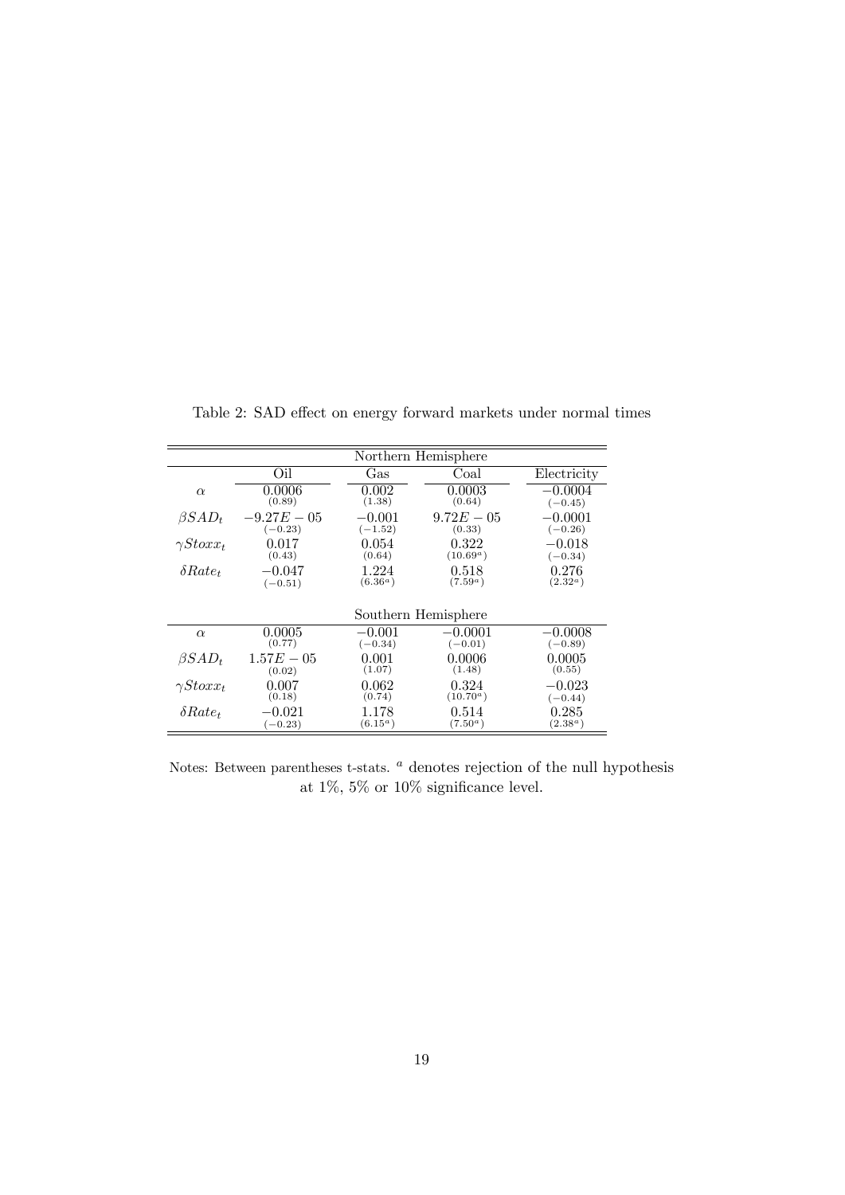Table 2: SAD effect on energy forward markets under normal times

| | Oil | Gas | Coal | Electricity |
|---|---|---|---|---|
| | **Northern Hemisphere** | | | |
| $\alpha$ | $0.0006$ $(0.89)$ | $0.002$ $(1.38)$ | $0.0003$ $(0.64)$ | $-0.0004$ $(-0.45)$ |
| $\beta SAD_t$ | $-9.27E-05$ $(-0.23)$ | $-0.001$ $(-1.52)$ | $9.72E-05$ $(0.33)$ | $-0.0001$ $(-0.26)$ |
| $\gamma Stoxx_t$ | $0.017$ $(0.43)$ | $0.054$ $(0.64)$ | $0.322$ $(10.69^a)$ | $-0.018$ $(-0.34)$ |
| $\delta Rate_t$ | $-0.047$ $(-0.51)$ | $1.224$ $(6.36^a)$ | $0.518$ $(7.59^a)$ | $0.276$ $(2.32^a)$ |
| | **Southern Hemisphere** | | | |
| $\alpha$ | $0.0005$ $(0.77)$ | $-0.001$ $(-0.34)$ | $-0.0001$ $(-0.01)$ | $-0.0008$ $(-0.89)$ |
| $\beta SAD_t$ | $1.57E-05$ $(0.02)$ | $0.001$ $(1.07)$ | $0.0006$ $(1.48)$ | $0.0005$ $(0.55)$ |
| $\gamma Stoxx_t$ | $0.007$ $(0.18)$ | $0.062$ $(0.74)$ | $0.324$ $(10.70^a)$ | $-0.023$ $(-0.44)$ |
| $\delta Rate_t$ | $-0.021$ $(-0.23)$ | $1.178$ $(6.15^a)$ | $0.514$ $(7.50^a)$ | $0.285$ $(2.38^a)$ |

Notes: Between parentheses t-stats. $^a$ denotes rejection of the null hypothesis at 1%, 5% or 10% significance level.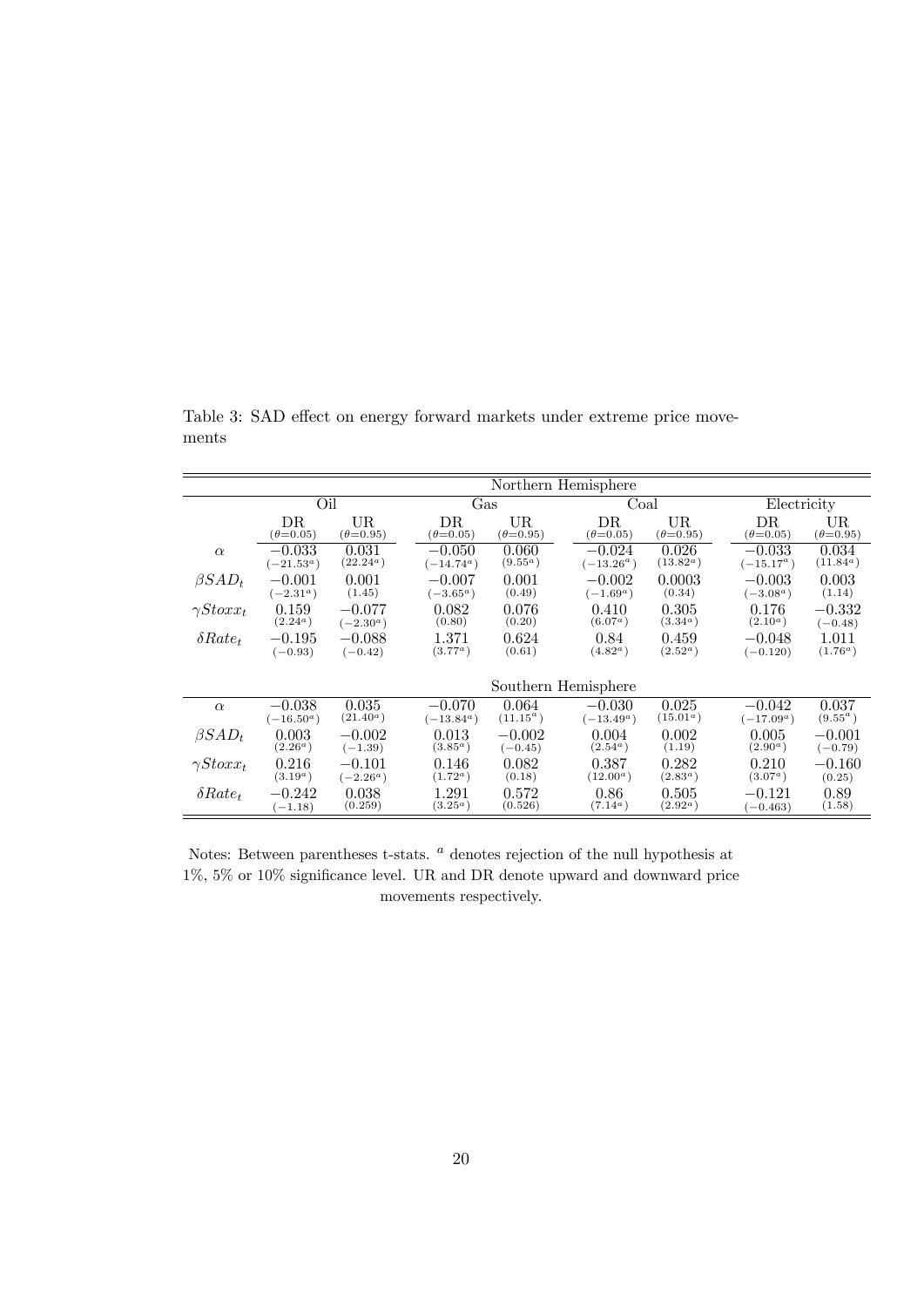Table 3: SAD effect on energy forward markets under extreme price movements

| | Northern Hemisphere | | | | | | | |
|---|---|---|---|---|---|---|---|---|
| | Oil | | Gas | | Coal | | Electricity | |
| | DR ($\theta$=0.05) | UR ($\theta$=0.95) | DR ($\theta$=0.05) | UR ($\theta$=0.95) | DR ($\theta$=0.05) | UR ($\theta$=0.95) | DR ($\theta$=0.05) | UR ($\theta$=0.95) |
| $\alpha$ | −0.033 (−21.53[a]) | 0.031 (22.24[a]) | −0.050 (−14.74[a]) | 0.060 (9.55[a]) | −0.024 (−13.26[a]) | 0.026 (13.82[a]) | −0.033 (−15.17[a]) | 0.034 (11.84[a]) |
| $\beta SAD_t$ | −0.001 (−2.31[a]) | 0.001 (1.45) | −0.007 (−3.65[a]) | 0.001 (0.49) | −0.002 (−1.69[a]) | 0.0003 (0.34) | −0.003 (−3.08[a]) | 0.003 (1.14) |
| $\gamma Stoxx_t$ | 0.159 (2.24[a]) | −0.077 (−2.30[a]) | 0.082 (0.80) | 0.076 (0.20) | 0.410 (6.07[a]) | 0.305 (3.34[a]) | 0.176 (2.10[a]) | −0.332 (−0.48) |
| $\delta Rate_t$ | −0.195 (−0.93) | −0.088 (−0.42) | 1.371 (3.77[a]) | 0.624 (0.61) | 0.84 (4.82[a]) | 0.459 (2.52[a]) | −0.048 (−0.120) | 1.011 (1.76[a]) |
| | Southern Hemisphere | | | | | | | |
| $\alpha$ | −0.038 (−16.50[a]) | 0.035 (21.40[a]) | −0.070 (−13.84[a]) | 0.064 (11.15[a]) | −0.030 (−13.49[a]) | 0.025 (15.01[a]) | −0.042 (−17.09[a]) | 0.037 (9.55[a]) |
| $\beta SAD_t$ | 0.003 (2.26[a]) | −0.002 (−1.39) | 0.013 (3.85[a]) | −0.002 (−0.45) | 0.004 (2.54[a]) | 0.002 (1.19) | 0.005 (2.90[a]) | −0.001 (−0.79) |
| $\gamma Stoxx_t$ | 0.216 (3.19[a]) | −0.101 (−2.26[a]) | 0.146 (1.72[a]) | 0.082 (0.18) | 0.387 (12.00[a]) | 0.282 (2.83[a]) | 0.210 (3.07[a]) | −0.160 (0.25) |
| $\delta Rate_t$ | −0.242 (−1.18) | 0.038 (0.259) | 1.291 (3.25[a]) | 0.572 (0.526) | 0.86 (7.14[a]) | 0.505 (2.92[a]) | −0.121 (−0.463) | 0.89 (1.58) |

Notes: Between parentheses t-stats. [a] denotes rejection of the null hypothesis at 1%, 5% or 10% significance level. UR and DR denote upward and downward price movements respectively.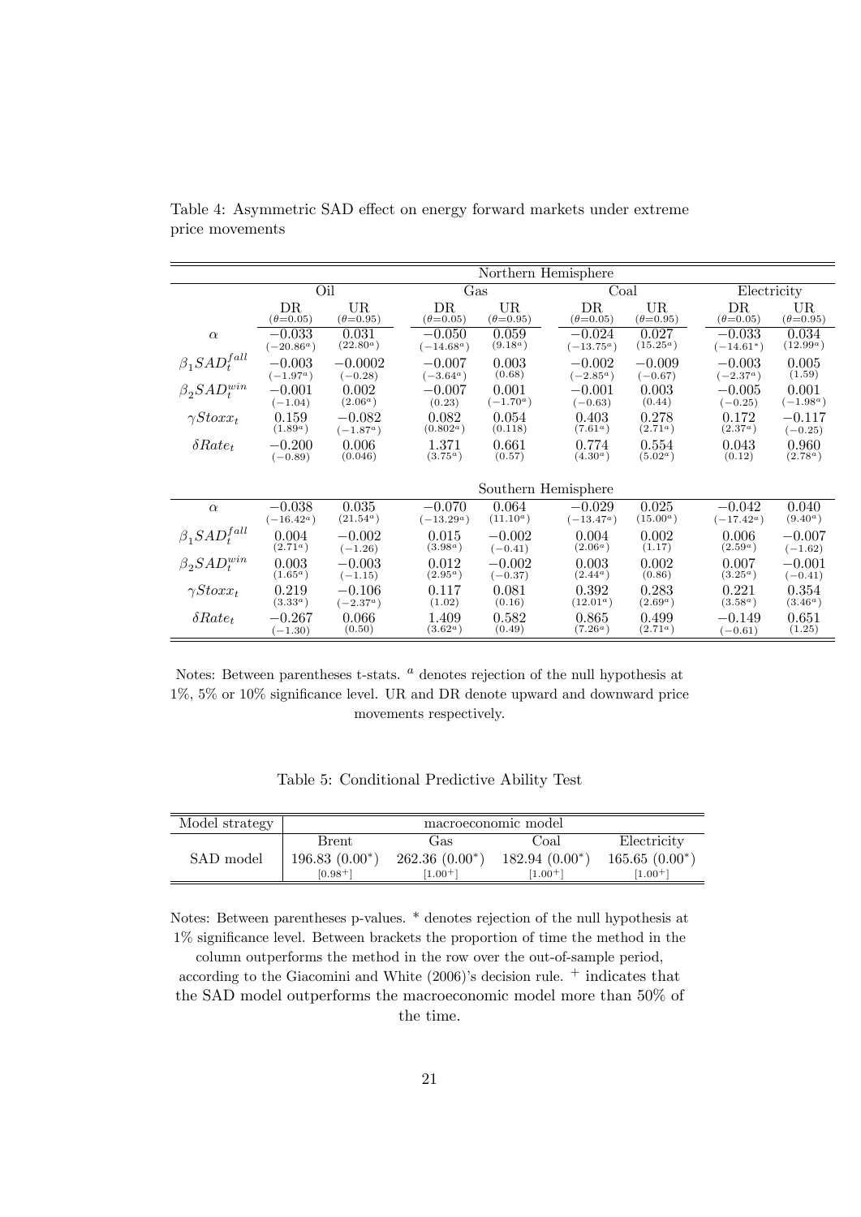Table 4: Asymmetric SAD effect on energy forward markets under extreme price movements

| | Oil | | Gas | | Coal | | Electricity | |
|---|---|---|---|---|---|---|---|---|
| | DR ($\theta$=0.05) | UR ($\theta$=0.95) | DR ($\theta$=0.05) | UR ($\theta$=0.95) | DR ($\theta$=0.05) | UR ($\theta$=0.95) | DR ($\theta$=0.05) | UR ($\theta$=0.95) |
| **Northern Hemisphere** | | | | | | | | |
| $\alpha$ | −0.033 (−20.86[a]) | 0.031 (22.80[a]) | −0.050 (−14.68[a]) | 0.059 (9.18[a]) | −0.024 (−13.75[a]) | 0.027 (15.25[a]) | −0.033 (−14.61[*]) | 0.034 (12.99[a]) |
| $\beta_1 SAD_t^{fall}$ | −0.003 (−1.97[a]) | −0.0002 (−0.28) | −0.007 (−3.64[a]) | 0.003 (0.68) | −0.002 (−2.85[a]) | −0.009 (−0.67) | −0.003 (−2.37[a]) | 0.005 (1.59) |
| $\beta_2 SAD_t^{win}$ | −0.001 (−1.04) | 0.002 (2.06[a]) | −0.007 (0.23) | 0.001 (−1.70[a]) | −0.001 (−0.63) | 0.003 (0.44) | −0.005 (−0.25) | 0.001 (−1.98[a]) |
| $\gamma Stoxx_t$ | 0.159 (1.89[a]) | −0.082 (−1.87[a]) | 0.082 (0.802[a]) | 0.054 (0.118) | 0.403 (7.61[a]) | 0.278 (2.71[a]) | 0.172 (2.37[a]) | −0.117 (−0.25) |
| $\delta Rate_t$ | −0.200 (−0.89) | 0.006 (0.046) | 1.371 (3.75[a]) | 0.661 (0.57) | 0.774 (4.30[a]) | 0.554 (5.02[a]) | 0.043 (0.12) | 0.960 (2.78[a]) |
| **Southern Hemisphere** | | | | | | | | |
| $\alpha$ | −0.038 (−16.42[a]) | 0.035 (21.54[a]) | −0.070 (−13.29[a]) | 0.064 (11.10[a]) | −0.029 (−13.47[a]) | 0.025 (15.00[a]) | −0.042 (−17.42[a]) | 0.040 (9.40[a]) |
| $\beta_1 SAD_t^{fall}$ | 0.004 (2.71[a]) | −0.002 (−1.26) | 0.015 (3.98[a]) | −0.002 (−0.41) | 0.004 (2.06[a]) | 0.002 (1.17) | 0.006 (2.59[a]) | −0.007 (−1.62) |
| $\beta_2 SAD_t^{win}$ | 0.003 (1.65[a]) | −0.003 (−1.15) | 0.012 (2.95[a]) | −0.002 (−0.37) | 0.003 (2.44[a]) | 0.002 (0.86) | 0.007 (3.25[a]) | −0.001 (−0.41) |
| $\gamma Stoxx_t$ | 0.219 (3.33[a]) | −0.106 (−2.37[a]) | 0.117 (1.02) | 0.081 (0.16) | 0.392 (12.01[a]) | 0.283 (2.69[a]) | 0.221 (3.58[a]) | 0.354 (3.46[a]) |
| $\delta Rate_t$ | −0.267 (−1.30) | 0.066 (0.50) | 1.409 (3.62[a]) | 0.582 (0.49) | 0.865 (7.26[a]) | 0.499 (2.71[a]) | −0.149 (−0.61) | 0.651 (1.25) |

Notes: Between parentheses t-stats. [a] denotes rejection of the null hypothesis at 1%, 5% or 10% significance level. UR and DR denote upward and downward price movements respectively.

Table 5: Conditional Predictive Ability Test

| Model strategy | macroeconomic model | | | |
|---|---|---|---|---|
| | Brent | Gas | Coal | Electricity |
| SAD model | 196.83 (0.00[*]) [0.98[+]] | 262.36 (0.00[*]) [1.00[+]] | 182.94 (0.00[*]) [1.00[+]] | 165.65 (0.00[*]) [1.00[+]] |

Notes: Between parentheses p-values. * denotes rejection of the null hypothesis at 1% significance level. Between brackets the proportion of time the method in the column outperforms the method in the row over the out-of-sample period, according to the Giacomini and White (2006)'s decision rule. + indicates that the SAD model outperforms the macroeconomic model more than 50% of the time.